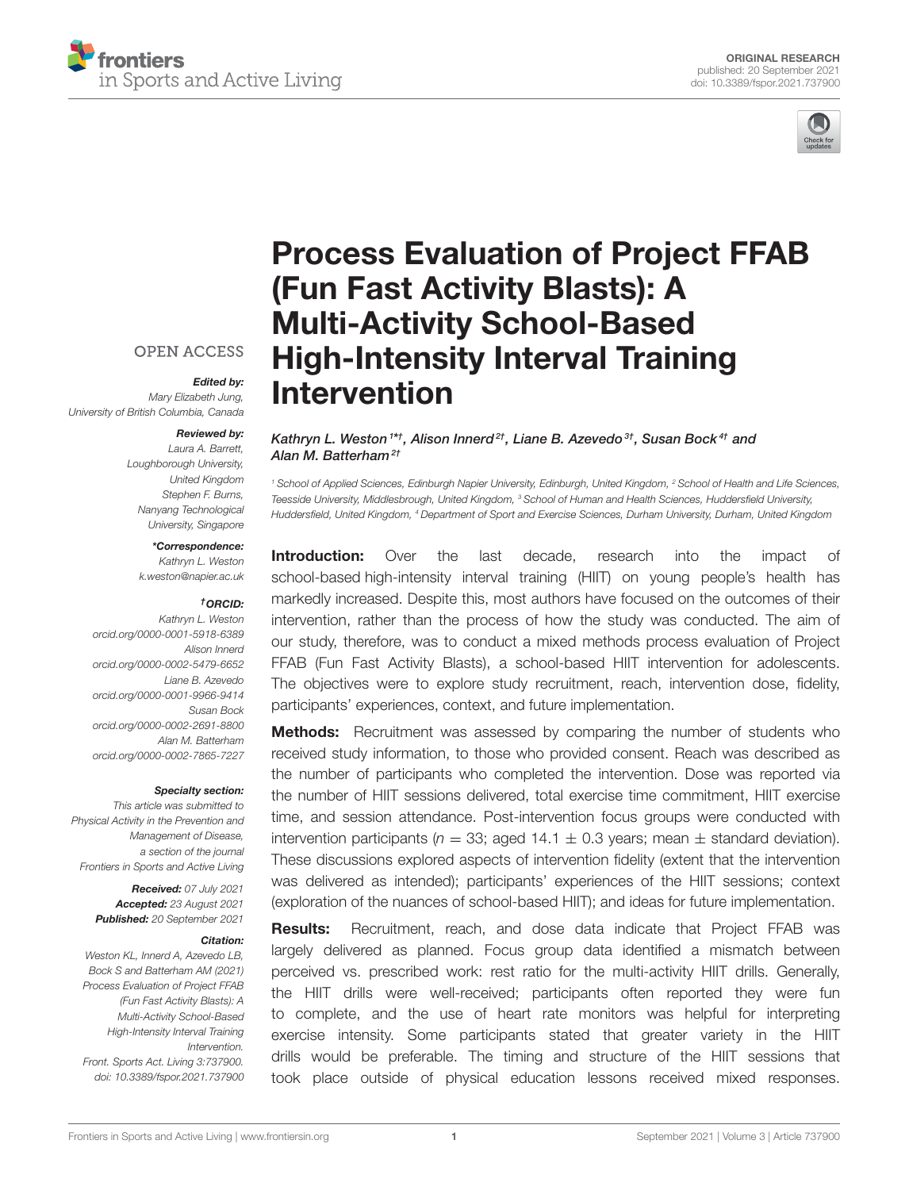ORIGINAL RESEARCH
published: 20 September 2021
doi: 10.3389/fspor.2021.737900

# Process Evaluation of Project FFAB (Fun Fast Activity Blasts): A Multi-Activity School-Based High-Intensity Interval Training Intervention

*Kathryn L. Weston[1*†], Alison Innerd[2†], Liane B. Azevedo[3†], Susan Bock[4†] and Alan M. Batterham[2†]*

[1] School of Applied Sciences, Edinburgh Napier University, Edinburgh, United Kingdom, [2] School of Health and Life Sciences, Teesside University, Middlesbrough, United Kingdom, [3] School of Human and Health Sciences, Huddersfield University, Huddersfield, United Kingdom, [4] Department of Sport and Exercise Sciences, Durham University, Durham, United Kingdom

OPEN ACCESS

***Edited by:***
Mary Elizabeth Jung,
University of British Columbia, Canada

***Reviewed by:***
Laura A. Barrett,
Loughborough University,
United Kingdom
Stephen F. Burns,
Nanyang Technological
University, Singapore

***\*Correspondence:***
Kathryn L. Weston
k.weston@napier.ac.uk

***†ORCID:***
Kathryn L. Weston
orcid.org/0000-0001-5918-6389
Alison Innerd
orcid.org/0000-0002-5479-6652
Liane B. Azevedo
orcid.org/0000-0001-9966-9414
Susan Bock
orcid.org/0000-0002-2691-8800
Alan M. Batterham
orcid.org/0000-0002-7865-7227

***Specialty section:***
This article was submitted to
Physical Activity in the Prevention and
Management of Disease,
a section of the journal
Frontiers in Sports and Active Living

***Received:*** *07 July 2021*
***Accepted:*** *23 August 2021*
***Published:*** *20 September 2021*

***Citation:***
*Weston KL, Innerd A, Azevedo LB, Bock S and Batterham AM (2021) Process Evaluation of Project FFAB (Fun Fast Activity Blasts): A Multi-Activity School-Based High-Intensity Interval Training Intervention. Front. Sports Act. Living 3:737900. doi: 10.3389/fspor.2021.737900*

**Introduction:** Over the last decade, research into the impact of school-based high-intensity interval training (HIIT) on young people's health has markedly increased. Despite this, most authors have focused on the outcomes of their intervention, rather than the process of how the study was conducted. The aim of our study, therefore, was to conduct a mixed methods process evaluation of Project FFAB (Fun Fast Activity Blasts), a school-based HIIT intervention for adolescents. The objectives were to explore study recruitment, reach, intervention dose, fidelity, participants' experiences, context, and future implementation.

**Methods:** Recruitment was assessed by comparing the number of students who received study information, to those who provided consent. Reach was described as the number of participants who completed the intervention. Dose was reported via the number of HIIT sessions delivered, total exercise time commitment, HIIT exercise time, and session attendance. Post-intervention focus groups were conducted with intervention participants ($n$ = 33; aged 14.1 ± 0.3 years; mean ± standard deviation). These discussions explored aspects of intervention fidelity (extent that the intervention was delivered as intended); participants' experiences of the HIIT sessions; context (exploration of the nuances of school-based HIIT); and ideas for future implementation.

**Results:** Recruitment, reach, and dose data indicate that Project FFAB was largely delivered as planned. Focus group data identified a mismatch between perceived vs. prescribed work: rest ratio for the multi-activity HIIT drills. Generally, the HIIT drills were well-received; participants often reported they were fun to complete, and the use of heart rate monitors was helpful for interpreting exercise intensity. Some participants stated that greater variety in the HIIT drills would be preferable. The timing and structure of the HIIT sessions that took place outside of physical education lessons received mixed responses.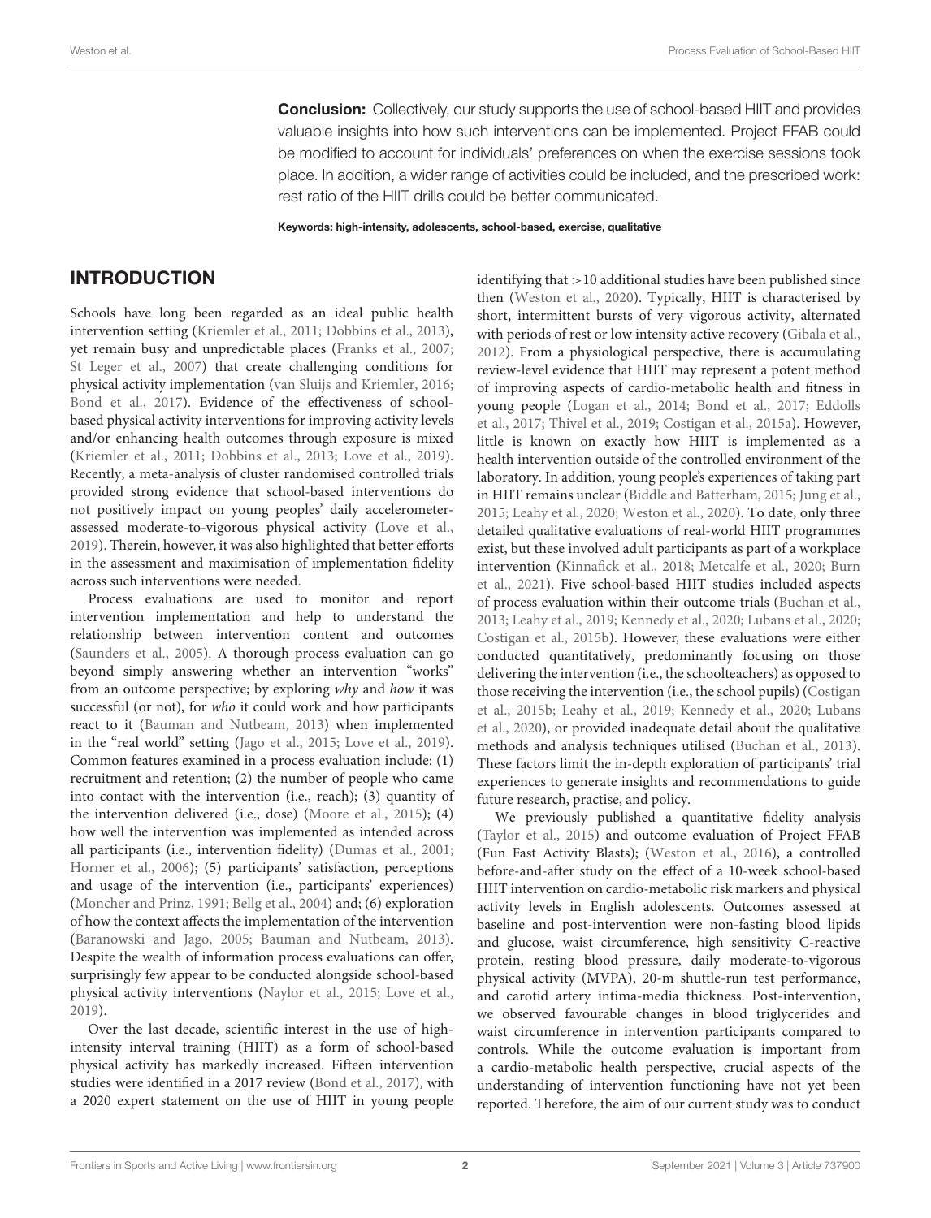**Conclusion:** Collectively, our study supports the use of school-based HIIT and provides valuable insights into how such interventions can be implemented. Project FFAB could be modified to account for individuals' preferences on when the exercise sessions took place. In addition, a wider range of activities could be included, and the prescribed work: rest ratio of the HIIT drills could be better communicated.

**Keywords: high-intensity, adolescents, school-based, exercise, qualitative**

## INTRODUCTION

Schools have long been regarded as an ideal public health intervention setting (Kriemler et al., 2011; Dobbins et al., 2013), yet remain busy and unpredictable places (Franks et al., 2007; St Leger et al., 2007) that create challenging conditions for physical activity implementation (van Sluijs and Kriemler, 2016; Bond et al., 2017). Evidence of the effectiveness of school-based physical activity interventions for improving activity levels and/or enhancing health outcomes through exposure is mixed (Kriemler et al., 2011; Dobbins et al., 2013; Love et al., 2019). Recently, a meta-analysis of cluster randomised controlled trials provided strong evidence that school-based interventions do not positively impact on young peoples' daily accelerometer-assessed moderate-to-vigorous physical activity (Love et al., 2019). Therein, however, it was also highlighted that better efforts in the assessment and maximisation of implementation fidelity across such interventions were needed.

Process evaluations are used to monitor and report intervention implementation and help to understand the relationship between intervention content and outcomes (Saunders et al., 2005). A thorough process evaluation can go beyond simply answering whether an intervention "works" from an outcome perspective; by exploring *why* and *how* it was successful (or not), for *who* it could work and how participants react to it (Bauman and Nutbeam, 2013) when implemented in the "real world" setting (Jago et al., 2015; Love et al., 2019). Common features examined in a process evaluation include: (1) recruitment and retention; (2) the number of people who came into contact with the intervention (i.e., reach); (3) quantity of the intervention delivered (i.e., dose) (Moore et al., 2015); (4) how well the intervention was implemented as intended across all participants (i.e., intervention fidelity) (Dumas et al., 2001; Horner et al., 2006); (5) participants' satisfaction, perceptions and usage of the intervention (i.e., participants' experiences) (Moncher and Prinz, 1991; Bellg et al., 2004) and; (6) exploration of how the context affects the implementation of the intervention (Baranowski and Jago, 2005; Bauman and Nutbeam, 2013). Despite the wealth of information process evaluations can offer, surprisingly few appear to be conducted alongside school-based physical activity interventions (Naylor et al., 2015; Love et al., 2019).

Over the last decade, scientific interest in the use of high-intensity interval training (HIIT) as a form of school-based physical activity has markedly increased. Fifteen intervention studies were identified in a 2017 review (Bond et al., 2017), with a 2020 expert statement on the use of HIIT in young people identifying that >10 additional studies have been published since then (Weston et al., 2020). Typically, HIIT is characterised by short, intermittent bursts of very vigorous activity, alternated with periods of rest or low intensity active recovery (Gibala et al., 2012). From a physiological perspective, there is accumulating review-level evidence that HIIT may represent a potent method of improving aspects of cardio-metabolic health and fitness in young people (Logan et al., 2014; Bond et al., 2017; Eddolls et al., 2017; Thivel et al., 2019; Costigan et al., 2015a). However, little is known on exactly how HIIT is implemented as a health intervention outside of the controlled environment of the laboratory. In addition, young people's experiences of taking part in HIIT remains unclear (Biddle and Batterham, 2015; Jung et al., 2015; Leahy et al., 2020; Weston et al., 2020). To date, only three detailed qualitative evaluations of real-world HIIT programmes exist, but these involved adult participants as part of a workplace intervention (Kinnafick et al., 2018; Metcalfe et al., 2020; Burn et al., 2021). Five school-based HIIT studies included aspects of process evaluation within their outcome trials (Buchan et al., 2013; Leahy et al., 2019; Kennedy et al., 2020; Lubans et al., 2020; Costigan et al., 2015b). However, these evaluations were either conducted quantitatively, predominantly focusing on those delivering the intervention (i.e., the schoolteachers) as opposed to those receiving the intervention (i.e., the school pupils) (Costigan et al., 2015b; Leahy et al., 2019; Kennedy et al., 2020; Lubans et al., 2020), or provided inadequate detail about the qualitative methods and analysis techniques utilised (Buchan et al., 2013). These factors limit the in-depth exploration of participants' trial experiences to generate insights and recommendations to guide future research, practise, and policy.

We previously published a quantitative fidelity analysis (Taylor et al., 2015) and outcome evaluation of Project FFAB (Fun Fast Activity Blasts); (Weston et al., 2016), a controlled before-and-after study on the effect of a 10-week school-based HIIT intervention on cardio-metabolic risk markers and physical activity levels in English adolescents. Outcomes assessed at baseline and post-intervention were non-fasting blood lipids and glucose, waist circumference, high sensitivity C-reactive protein, resting blood pressure, daily moderate-to-vigorous physical activity (MVPA), 20-m shuttle-run test performance, and carotid artery intima-media thickness. Post-intervention, we observed favourable changes in blood triglycerides and waist circumference in intervention participants compared to controls. While the outcome evaluation is important from a cardio-metabolic health perspective, crucial aspects of the understanding of intervention functioning have not yet been reported. Therefore, the aim of our current study was to conduct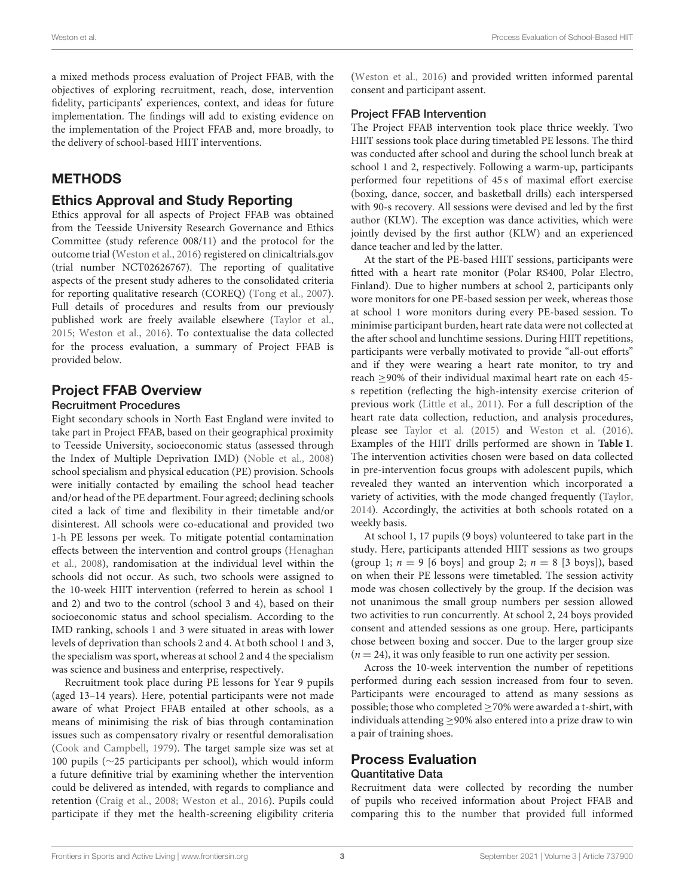a mixed methods process evaluation of Project FFAB, with the objectives of exploring recruitment, reach, dose, intervention fidelity, participants' experiences, context, and ideas for future implementation. The findings will add to existing evidence on the implementation of the Project FFAB and, more broadly, to the delivery of school-based HIIT interventions.

## METHODS

### Ethics Approval and Study Reporting

Ethics approval for all aspects of Project FFAB was obtained from the Teesside University Research Governance and Ethics Committee (study reference 008/11) and the protocol for the outcome trial (Weston et al., 2016) registered on clinicaltrials.gov (trial number NCT02626767). The reporting of qualitative aspects of the present study adheres to the consolidated criteria for reporting qualitative research (COREQ) (Tong et al., 2007). Full details of procedures and results from our previously published work are freely available elsewhere (Taylor et al., 2015; Weston et al., 2016). To contextualise the data collected for the process evaluation, a summary of Project FFAB is provided below.

### Project FFAB Overview

#### Recruitment Procedures

Eight secondary schools in North East England were invited to take part in Project FFAB, based on their geographical proximity to Teesside University, socioeconomic status (assessed through the Index of Multiple Deprivation IMD) (Noble et al., 2008) school specialism and physical education (PE) provision. Schools were initially contacted by emailing the school head teacher and/or head of the PE department. Four agreed; declining schools cited a lack of time and flexibility in their timetable and/or disinterest. All schools were co-educational and provided two 1-h PE lessons per week. To mitigate potential contamination effects between the intervention and control groups (Henaghan et al., 2008), randomisation at the individual level within the schools did not occur. As such, two schools were assigned to the 10-week HIIT intervention (referred to herein as school 1 and 2) and two to the control (school 3 and 4), based on their socioeconomic status and school specialism. According to the IMD ranking, schools 1 and 3 were situated in areas with lower levels of deprivation than schools 2 and 4. At both school 1 and 3, the specialism was sport, whereas at school 2 and 4 the specialism was science and business and enterprise, respectively.

Recruitment took place during PE lessons for Year 9 pupils (aged 13–14 years). Here, potential participants were not made aware of what Project FFAB entailed at other schools, as a means of minimising the risk of bias through contamination issues such as compensatory rivalry or resentful demoralisation (Cook and Campbell, 1979). The target sample size was set at 100 pupils (~25 participants per school), which would inform a future definitive trial by examining whether the intervention could be delivered as intended, with regards to compliance and retention (Craig et al., 2008; Weston et al., 2016). Pupils could participate if they met the health-screening eligibility criteria (Weston et al., 2016) and provided written informed parental consent and participant assent.

#### Project FFAB Intervention

The Project FFAB intervention took place thrice weekly. Two HIIT sessions took place during timetabled PE lessons. The third was conducted after school and during the school lunch break at school 1 and 2, respectively. Following a warm-up, participants performed four repetitions of 45 s of maximal effort exercise (boxing, dance, soccer, and basketball drills) each interspersed with 90-s recovery. All sessions were devised and led by the first author (KLW). The exception was dance activities, which were jointly devised by the first author (KLW) and an experienced dance teacher and led by the latter.

At the start of the PE-based HIIT sessions, participants were fitted with a heart rate monitor (Polar RS400, Polar Electro, Finland). Due to higher numbers at school 2, participants only wore monitors for one PE-based session per week, whereas those at school 1 wore monitors during every PE-based session. To minimise participant burden, heart rate data were not collected at the after school and lunchtime sessions. During HIIT repetitions, participants were verbally motivated to provide "all-out efforts" and if they were wearing a heart rate monitor, to try and reach ≥90% of their individual maximal heart rate on each 45-s repetition (reflecting the high-intensity exercise criterion of previous work (Little et al., 2011). For a full description of the heart rate data collection, reduction, and analysis procedures, please see Taylor et al. (2015) and Weston et al. (2016). Examples of the HIIT drills performed are shown in **Table 1**. The intervention activities chosen were based on data collected in pre-intervention focus groups with adolescent pupils, which revealed they wanted an intervention which incorporated a variety of activities, with the mode changed frequently (Taylor, 2014). Accordingly, the activities at both schools rotated on a weekly basis.

At school 1, 17 pupils (9 boys) volunteered to take part in the study. Here, participants attended HIIT sessions as two groups (group 1; $n = 9$ [6 boys] and group 2; $n = 8$ [3 boys]), based on when their PE lessons were timetabled. The session activity mode was chosen collectively by the group. If the decision was not unanimous the small group numbers per session allowed two activities to run concurrently. At school 2, 24 boys provided consent and attended sessions as one group. Here, participants chose between boxing and soccer. Due to the larger group size ($n = 24$), it was only feasible to run one activity per session.

Across the 10-week intervention the number of repetitions performed during each session increased from four to seven. Participants were encouraged to attend as many sessions as possible; those who completed ≥70% were awarded a t-shirt, with individuals attending ≥90% also entered into a prize draw to win a pair of training shoes.

### Process Evaluation

#### Quantitative Data

Recruitment data were collected by recording the number of pupils who received information about Project FFAB and comparing this to the number that provided full informed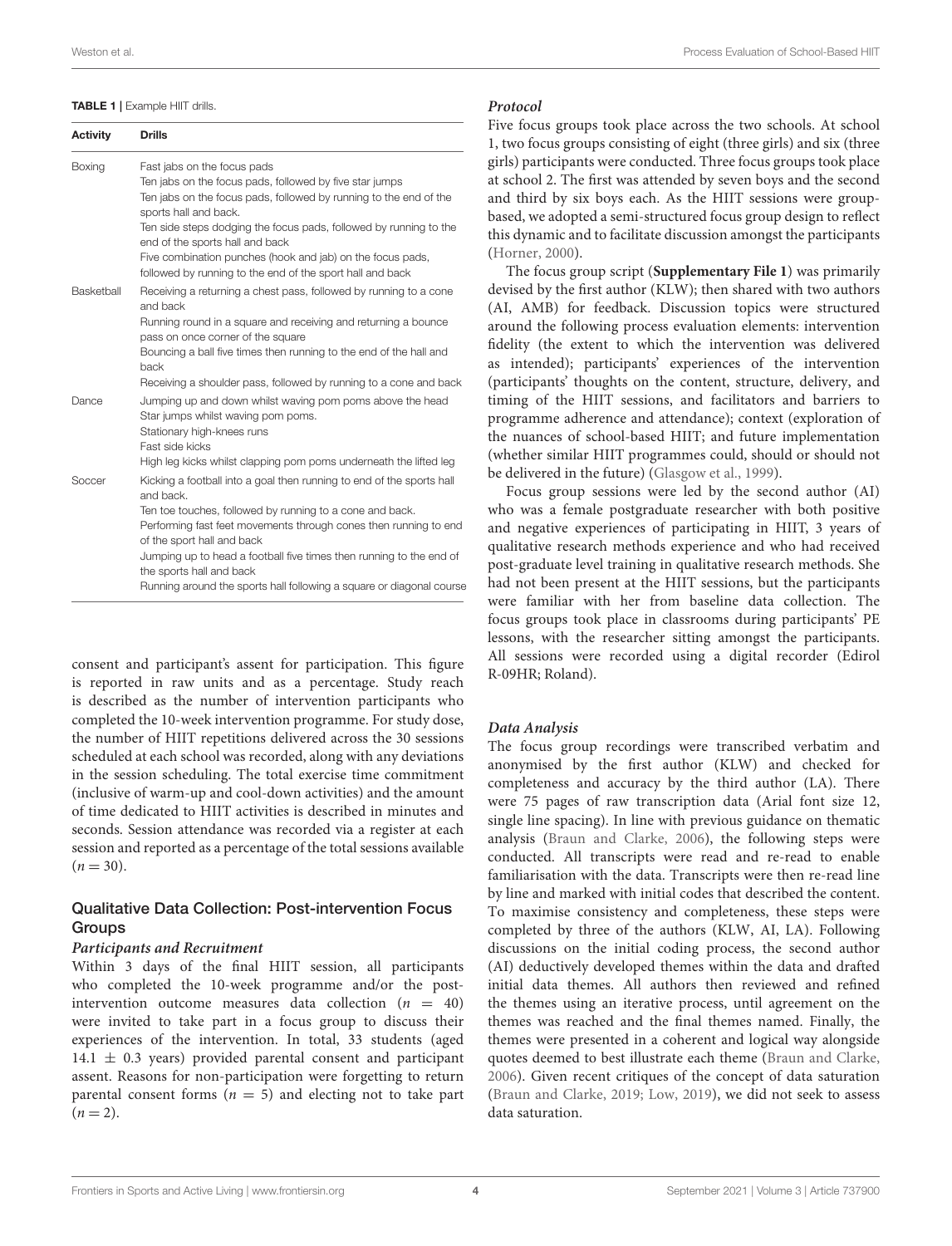**TABLE 1** | Example HIIT drills.

| Activity | Drills |
|---|---|
| Boxing | Fast jabs on the focus pads<br>Ten jabs on the focus pads, followed by five star jumps<br>Ten jabs on the focus pads, followed by running to the end of the sports hall and back.<br>Ten side steps dodging the focus pads, followed by running to the end of the sports hall and back<br>Five combination punches (hook and jab) on the focus pads, followed by running to the end of the sport hall and back |
| Basketball | Receiving a returning a chest pass, followed by running to a cone and back<br>Running round in a square and receiving and returning a bounce pass on once corner of the square<br>Bouncing a ball five times then running to the end of the hall and back<br>Receiving a shoulder pass, followed by running to a cone and back |
| Dance | Jumping up and down whilst waving pom poms above the head<br>Star jumps whilst waving pom poms.<br>Stationary high-knees runs<br>Fast side kicks<br>High leg kicks whilst clapping pom poms underneath the lifted leg |
| Soccer | Kicking a football into a goal then running to end of the sports hall and back.<br>Ten toe touches, followed by running to a cone and back.<br>Performing fast feet movements through cones then running to end of the sport hall and back<br>Jumping up to head a football five times then running to the end of the sports hall and back<br>Running around the sports hall following a square or diagonal course |

consent and participant's assent for participation. This figure is reported in raw units and as a percentage. Study reach is described as the number of intervention participants who completed the 10-week intervention programme. For study dose, the number of HIIT repetitions delivered across the 30 sessions scheduled at each school was recorded, along with any deviations in the session scheduling. The total exercise time commitment (inclusive of warm-up and cool-down activities) and the amount of time dedicated to HIIT activities is described in minutes and seconds. Session attendance was recorded via a register at each session and reported as a percentage of the total sessions available ($n = 30$).

## Qualitative Data Collection: Post-intervention Focus Groups

### *Participants and Recruitment*

Within 3 days of the final HIIT session, all participants who completed the 10-week programme and/or the post-intervention outcome measures data collection ($n = 40$) were invited to take part in a focus group to discuss their experiences of the intervention. In total, 33 students (aged $14.1 \pm 0.3$ years) provided parental consent and participant assent. Reasons for non-participation were forgetting to return parental consent forms ($n = 5$) and electing not to take part ($n = 2$).

### *Protocol*

Five focus groups took place across the two schools. At school 1, two focus groups consisting of eight (three girls) and six (three girls) participants were conducted. Three focus groups took place at school 2. The first was attended by seven boys and the second and third by six boys each. As the HIIT sessions were group-based, we adopted a semi-structured focus group design to reflect this dynamic and to facilitate discussion amongst the participants (Horner, 2000).

The focus group script (**Supplementary File 1**) was primarily devised by the first author (KLW); then shared with two authors (AI, AMB) for feedback. Discussion topics were structured around the following process evaluation elements: intervention fidelity (the extent to which the intervention was delivered as intended); participants' experiences of the intervention (participants' thoughts on the content, structure, delivery, and timing of the HIIT sessions, and facilitators and barriers to programme adherence and attendance); context (exploration of the nuances of school-based HIIT; and future implementation (whether similar HIIT programmes could, should or should not be delivered in the future) (Glasgow et al., 1999).

Focus group sessions were led by the second author (AI) who was a female postgraduate researcher with both positive and negative experiences of participating in HIIT, 3 years of qualitative research methods experience and who had received post-graduate level training in qualitative research methods. She had not been present at the HIIT sessions, but the participants were familiar with her from baseline data collection. The focus groups took place in classrooms during participants' PE lessons, with the researcher sitting amongst the participants. All sessions were recorded using a digital recorder (Edirol R-09HR; Roland).

### *Data Analysis*

The focus group recordings were transcribed verbatim and anonymised by the first author (KLW) and checked for completeness and accuracy by the third author (LA). There were 75 pages of raw transcription data (Arial font size 12, single line spacing). In line with previous guidance on thematic analysis (Braun and Clarke, 2006), the following steps were conducted. All transcripts were read and re-read to enable familiarisation with the data. Transcripts were then re-read line by line and marked with initial codes that described the content. To maximise consistency and completeness, these steps were completed by three of the authors (KLW, AI, LA). Following discussions on the initial coding process, the second author (AI) deductively developed themes within the data and drafted initial data themes. All authors then reviewed and refined the themes using an iterative process, until agreement on the themes was reached and the final themes named. Finally, the themes were presented in a coherent and logical way alongside quotes deemed to best illustrate each theme (Braun and Clarke, 2006). Given recent critiques of the concept of data saturation (Braun and Clarke, 2019; Low, 2019), we did not seek to assess data saturation.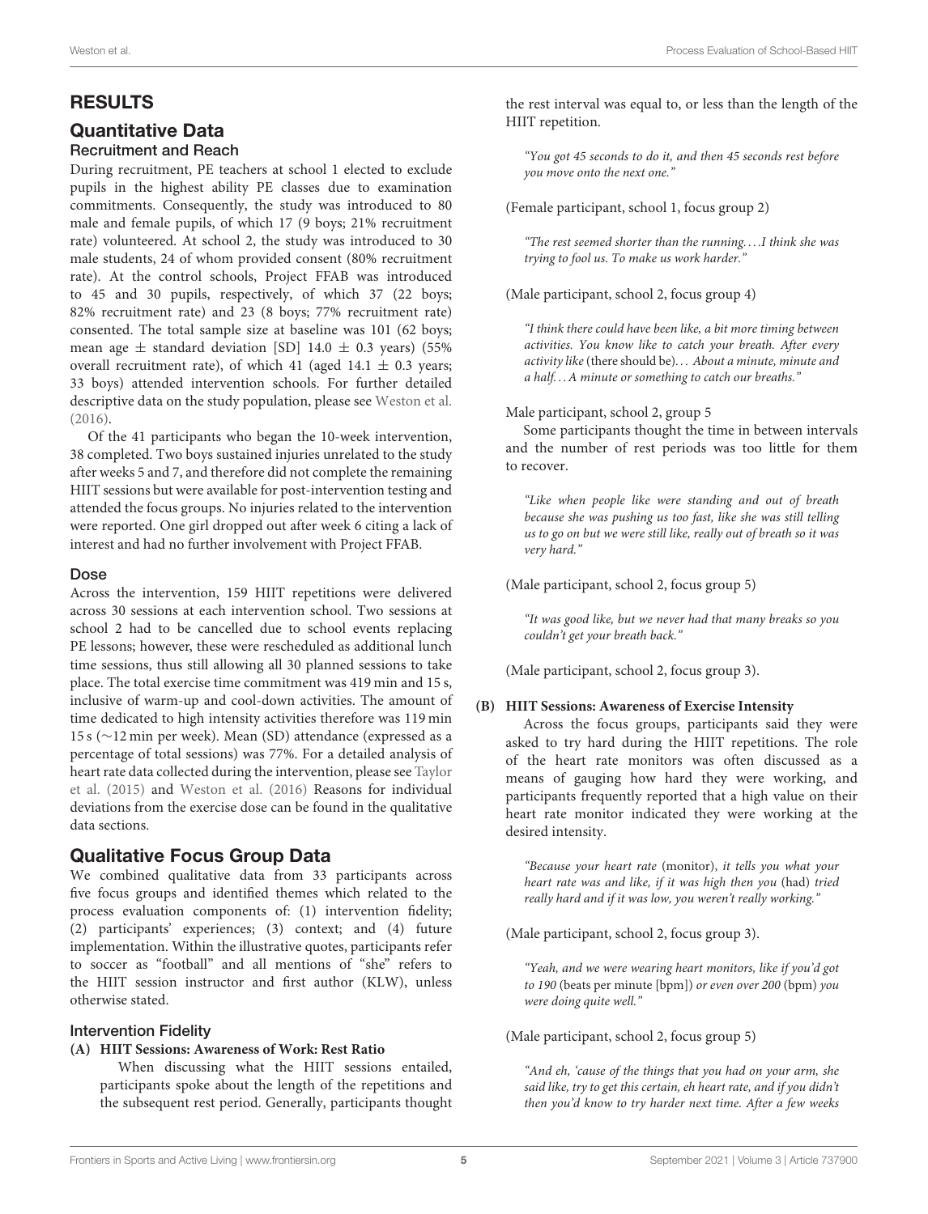## RESULTS

## Quantitative Data

### Recruitment and Reach

During recruitment, PE teachers at school 1 elected to exclude pupils in the highest ability PE classes due to examination commitments. Consequently, the study was introduced to 80 male and female pupils, of which 17 (9 boys; 21% recruitment rate) volunteered. At school 2, the study was introduced to 30 male students, 24 of whom provided consent (80% recruitment rate). At the control schools, Project FFAB was introduced to 45 and 30 pupils, respectively, of which 37 (22 boys; 82% recruitment rate) and 23 (8 boys; 77% recruitment rate) consented. The total sample size at baseline was 101 (62 boys; mean age ± standard deviation [SD] 14.0 ± 0.3 years) (55% overall recruitment rate), of which 41 (aged 14.1 ± 0.3 years; 33 boys) attended intervention schools. For further detailed descriptive data on the study population, please see Weston et al. (2016).

Of the 41 participants who began the 10-week intervention, 38 completed. Two boys sustained injuries unrelated to the study after weeks 5 and 7, and therefore did not complete the remaining HIIT sessions but were available for post-intervention testing and attended the focus groups. No injuries related to the intervention were reported. One girl dropped out after week 6 citing a lack of interest and had no further involvement with Project FFAB.

### Dose

Across the intervention, 159 HIIT repetitions were delivered across 30 sessions at each intervention school. Two sessions at school 2 had to be cancelled due to school events replacing PE lessons; however, these were rescheduled as additional lunch time sessions, thus still allowing all 30 planned sessions to take place. The total exercise time commitment was 419 min and 15 s, inclusive of warm-up and cool-down activities. The amount of time dedicated to high intensity activities therefore was 119 min 15 s (~12 min per week). Mean (SD) attendance (expressed as a percentage of total sessions) was 77%. For a detailed analysis of heart rate data collected during the intervention, please see Taylor et al. (2015) and Weston et al. (2016) Reasons for individual deviations from the exercise dose can be found in the qualitative data sections.

## Qualitative Focus Group Data

We combined qualitative data from 33 participants across five focus groups and identified themes which related to the process evaluation components of: (1) intervention fidelity; (2) participants' experiences; (3) context; and (4) future implementation. Within the illustrative quotes, participants refer to soccer as "football" and all mentions of "she" refers to the HIIT session instructor and first author (KLW), unless otherwise stated.

### Intervention Fidelity

**(A) HIIT Sessions: Awareness of Work: Rest Ratio**

When discussing what the HIIT sessions entailed, participants spoke about the length of the repetitions and the subsequent rest period. Generally, participants thought the rest interval was equal to, or less than the length of the HIIT repetition.

*"You got 45 seconds to do it, and then 45 seconds rest before you move onto the next one."*

(Female participant, school 1, focus group 2)

*"The rest seemed shorter than the running….I think she was trying to fool us. To make us work harder."*

(Male participant, school 2, focus group 4)

*"I think there could have been like, a bit more timing between activities. You know like to catch your breath. After every activity like* (there should be)*… About a minute, minute and a half…A minute or something to catch our breaths."*

Male participant, school 2, group 5

Some participants thought the time in between intervals and the number of rest periods was too little for them to recover.

*"Like when people like were standing and out of breath because she was pushing us too fast, like she was still telling us to go on but we were still like, really out of breath so it was very hard."*

(Male participant, school 2, focus group 5)

*"It was good like, but we never had that many breaks so you couldn't get your breath back."*

(Male participant, school 2, focus group 3).

**(B) HIIT Sessions: Awareness of Exercise Intensity**

Across the focus groups, participants said they were asked to try hard during the HIIT repetitions. The role of the heart rate monitors was often discussed as a means of gauging how hard they were working, and participants frequently reported that a high value on their heart rate monitor indicated they were working at the desired intensity.

*"Because your heart rate* (monitor), *it tells you what your heart rate was and like, if it was high then you* (had) *tried really hard and if it was low, you weren't really working."*

(Male participant, school 2, focus group 3).

*"Yeah, and we were wearing heart monitors, like if you'd got to 190* (beats per minute [bpm]) *or even over 200* (bpm) *you were doing quite well."*

(Male participant, school 2, focus group 5)

*"And eh, 'cause of the things that you had on your arm, she said like, try to get this certain, eh heart rate, and if you didn't then you'd know to try harder next time. After a few weeks*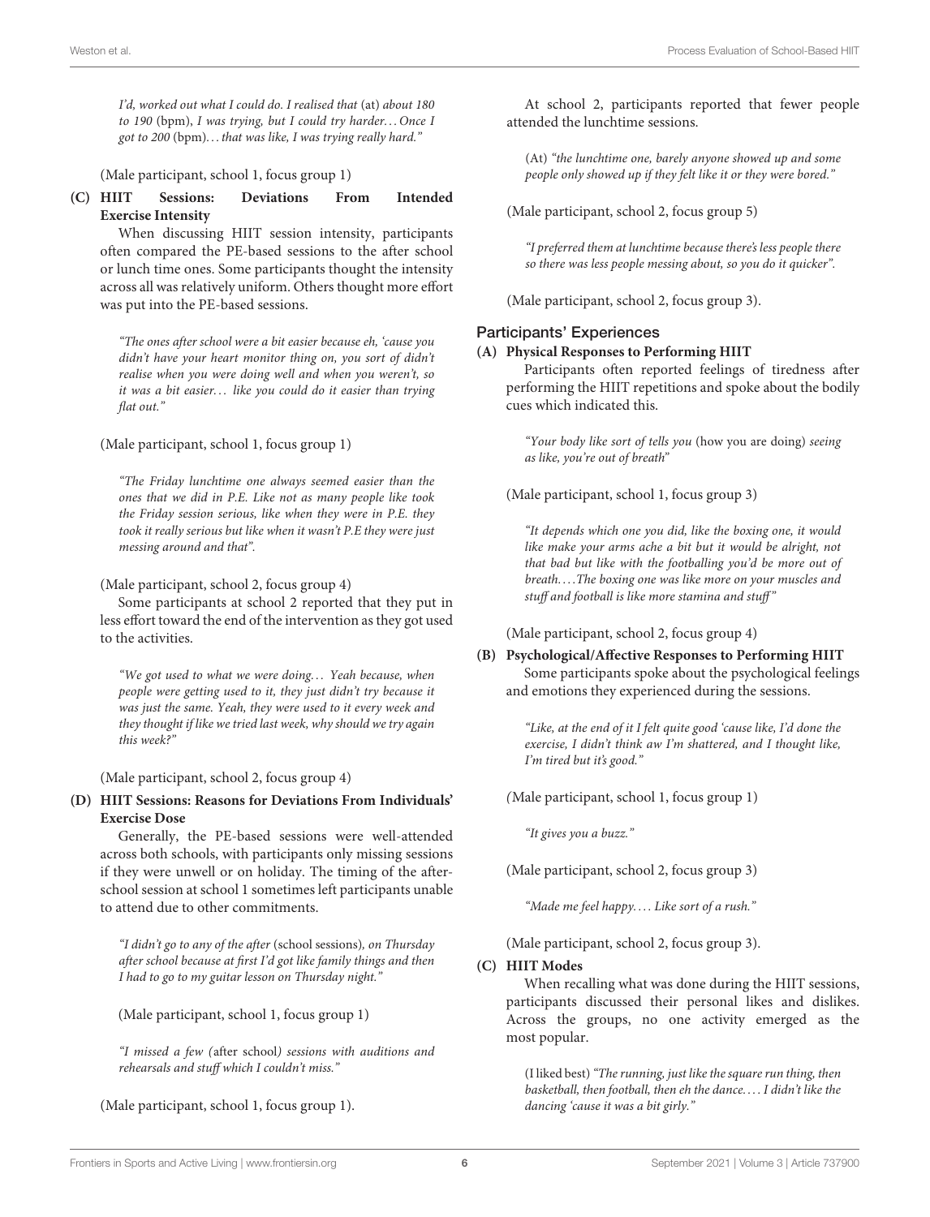*I'd, worked out what I could do. I realised that* (at) *about 180 to 190* (bpm), *I was trying, but I could try harder... Once I got to 200* (bpm)*... that was like, I was trying really hard."*

(Male participant, school 1, focus group 1)

**(C) HIIT Sessions: Deviations From Intended Exercise Intensity**

When discussing HIIT session intensity, participants often compared the PE-based sessions to the after school or lunch time ones. Some participants thought the intensity across all was relatively uniform. Others thought more effort was put into the PE-based sessions.

> *"The ones after school were a bit easier because eh, 'cause you didn't have your heart monitor thing on, you sort of didn't realise when you were doing well and when you weren't, so it was a bit easier... like you could do it easier than trying flat out."*

(Male participant, school 1, focus group 1)

> *"The Friday lunchtime one always seemed easier than the ones that we did in P.E. Like not as many people like took the Friday session serious, like when they were in P.E. they took it really serious but like when it wasn't P.E they were just messing around and that".*

(Male participant, school 2, focus group 4)

Some participants at school 2 reported that they put in less effort toward the end of the intervention as they got used to the activities.

> *"We got used to what we were doing... Yeah because, when people were getting used to it, they just didn't try because it was just the same. Yeah, they were used to it every week and they thought if like we tried last week, why should we try again this week?"*

(Male participant, school 2, focus group 4)

**(D) HIIT Sessions: Reasons for Deviations From Individuals' Exercise Dose**

Generally, the PE-based sessions were well-attended across both schools, with participants only missing sessions if they were unwell or on holiday. The timing of the after-school session at school 1 sometimes left participants unable to attend due to other commitments.

> *"I didn't go to any of the after* (school sessions)*, on Thursday after school because at first I'd got like family things and then I had to go to my guitar lesson on Thursday night."*

(Male participant, school 1, focus group 1)

> *"I missed a few (*after school*) sessions with auditions and rehearsals and stuff which I couldn't miss."*

(Male participant, school 1, focus group 1).

At school 2, participants reported that fewer people attended the lunchtime sessions.

> (At) *"the lunchtime one, barely anyone showed up and some people only showed up if they felt like it or they were bored."*

(Male participant, school 2, focus group 5)

> *"I preferred them at lunchtime because there's less people there so there was less people messing about, so you do it quicker".*

(Male participant, school 2, focus group 3).

## Participants' Experiences

**(A) Physical Responses to Performing HIIT**

Participants often reported feelings of tiredness after performing the HIIT repetitions and spoke about the bodily cues which indicated this.

> *"Your body like sort of tells you* (how you are doing) *seeing as like, you're out of breath"*

(Male participant, school 1, focus group 3)

> *"It depends which one you did, like the boxing one, it would like make your arms ache a bit but it would be alright, not that bad but like with the footballing you'd be more out of breath....The boxing one was like more on your muscles and stuff and football is like more stamina and stuff"*

(Male participant, school 2, focus group 4)

**(B) Psychological/Affective Responses to Performing HIIT**

Some participants spoke about the psychological feelings and emotions they experienced during the sessions.

> *"Like, at the end of it I felt quite good 'cause like, I'd done the exercise, I didn't think aw I'm shattered, and I thought like, I'm tired but it's good."*

(Male participant, school 1, focus group 1)

> *"It gives you a buzz."*

(Male participant, school 2, focus group 3)

> *"Made me feel happy.... Like sort of a rush."*

(Male participant, school 2, focus group 3).

**(C) HIIT Modes**

When recalling what was done during the HIIT sessions, participants discussed their personal likes and dislikes. Across the groups, no one activity emerged as the most popular.

> (I liked best) *"The running, just like the square run thing, then basketball, then football, then eh the dance.... I didn't like the dancing 'cause it was a bit girly."*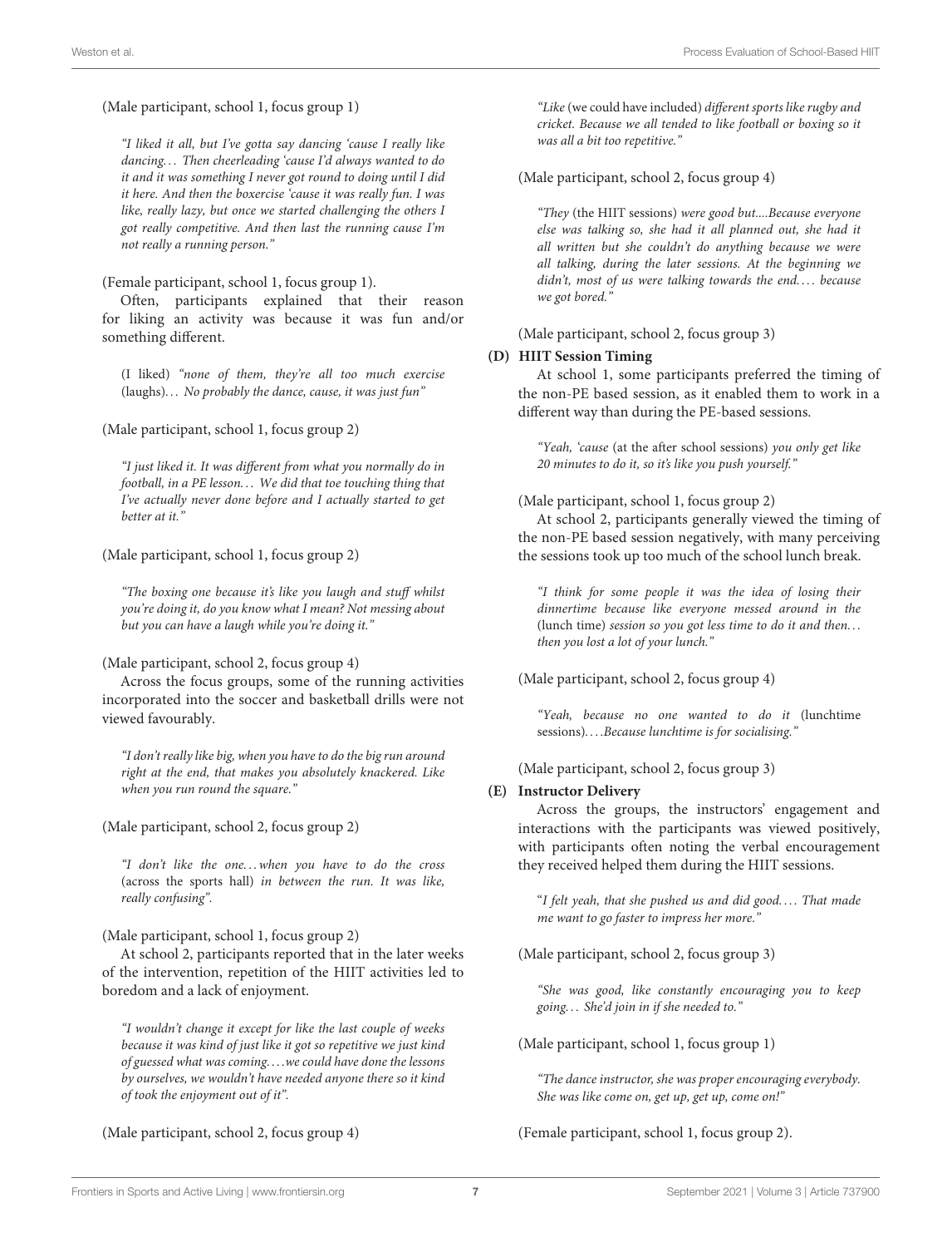(Male participant, school 1, focus group 1)

> *"I liked it all, but I've gotta say dancing 'cause I really like dancing… Then cheerleading 'cause I'd always wanted to do it and it was something I never got round to doing until I did it here. And then the boxercise 'cause it was really fun. I was like, really lazy, but once we started challenging the others I got really competitive. And then last the running cause I'm not really a running person."*

(Female participant, school 1, focus group 1).

Often, participants explained that their reason for liking an activity was because it was fun and/or something different.

> (I liked) *"none of them, they're all too much exercise* (laughs)*… No probably the dance, cause, it was just fun"*

(Male participant, school 1, focus group 2)

> *"I just liked it. It was different from what you normally do in football, in a PE lesson… We did that toe touching thing that I've actually never done before and I actually started to get better at it."*

(Male participant, school 1, focus group 2)

> *"The boxing one because it's like you laugh and stuff whilst you're doing it, do you know what I mean? Not messing about but you can have a laugh while you're doing it."*

(Male participant, school 2, focus group 4)

Across the focus groups, some of the running activities incorporated into the soccer and basketball drills were not viewed favourably.

> *"I don't really like big, when you have to do the big run around right at the end, that makes you absolutely knackered. Like when you run round the square."*

(Male participant, school 2, focus group 2)

> *"I don't like the one…when you have to do the cross* (across the sports hall) *in between the run. It was like, really confusing".*

(Male participant, school 1, focus group 2)

At school 2, participants reported that in the later weeks of the intervention, repetition of the HIIT activities led to boredom and a lack of enjoyment.

> *"I wouldn't change it except for like the last couple of weeks because it was kind of just like it got so repetitive we just kind of guessed what was coming….we could have done the lessons by ourselves, we wouldn't have needed anyone there so it kind of took the enjoyment out of it".*

(Male participant, school 2, focus group 4)

> *"Like* (we could have included) *different sports like rugby and cricket. Because we all tended to like football or boxing so it was all a bit too repetitive."*

(Male participant, school 2, focus group 4)

> *"They* (the HIIT sessions) *were good but....Because everyone else was talking so, she had it all planned out, she had it all written but she couldn't do anything because we were all talking, during the later sessions. At the beginning we didn't, most of us were talking towards the end…. because we got bored."*

(Male participant, school 2, focus group 3)

**(D) HIIT Session Timing**

At school 1, some participants preferred the timing of the non-PE based session, as it enabled them to work in a different way than during the PE-based sessions.

> *"Yeah, 'cause* (at the after school sessions) *you only get like 20 minutes to do it, so it's like you push yourself."*

(Male participant, school 1, focus group 2)

At school 2, participants generally viewed the timing of the non-PE based session negatively, with many perceiving the sessions took up too much of the school lunch break.

> *"I think for some people it was the idea of losing their dinnertime because like everyone messed around in the* (lunch time) *session so you got less time to do it and then… then you lost a lot of your lunch."*

(Male participant, school 2, focus group 4)

> *"Yeah, because no one wanted to do it* (lunchtime sessions)*….Because lunchtime is for socialising."*

(Male participant, school 2, focus group 3)

**(E) Instructor Delivery**

Across the groups, the instructors' engagement and interactions with the participants was viewed positively, with participants often noting the verbal encouragement they received helped them during the HIIT sessions.

> "*I felt yeah, that she pushed us and did good…. That made me want to go faster to impress her more."*

(Male participant, school 2, focus group 3)

> *"She was good, like constantly encouraging you to keep going… She'd join in if she needed to."*

(Male participant, school 1, focus group 1)

> *"The dance instructor, she was proper encouraging everybody. She was like come on, get up, get up, come on!"*

(Female participant, school 1, focus group 2).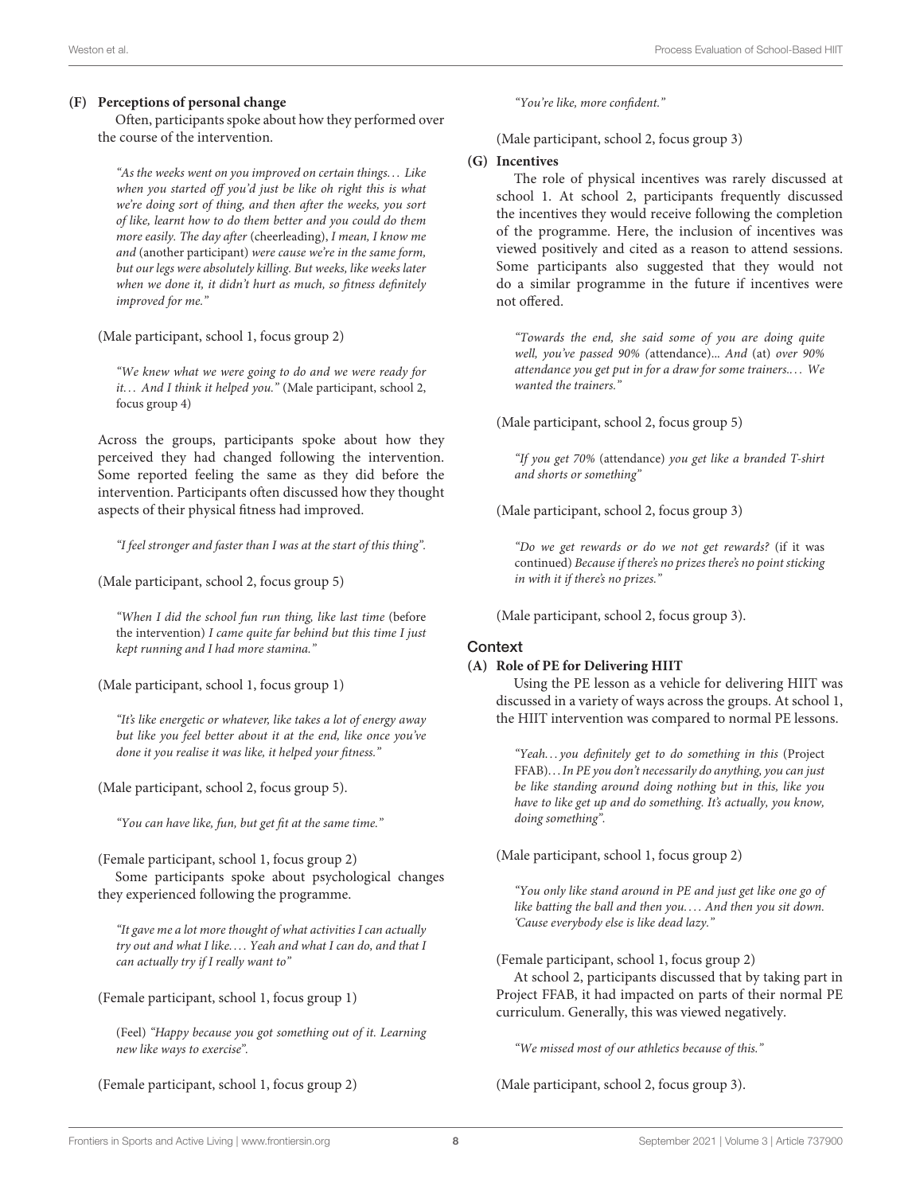**(F) Perceptions of personal change**

Often, participants spoke about how they performed over the course of the intervention.

> *"As the weeks went on you improved on certain things… Like when you started off you'd just be like oh right this is what we're doing sort of thing, and then after the weeks, you sort of like, learnt how to do them better and you could do them more easily. The day after* (cheerleading), *I mean, I know me and* (another participant) *were cause we're in the same form, but our legs were absolutely killing. But weeks, like weeks later when we done it, it didn't hurt as much, so fitness definitely improved for me."*

(Male participant, school 1, focus group 2)

> *"We knew what we were going to do and we were ready for it… And I think it helped you."* (Male participant, school 2, focus group 4)

Across the groups, participants spoke about how they perceived they had changed following the intervention. Some reported feeling the same as they did before the intervention. Participants often discussed how they thought aspects of their physical fitness had improved.

> *"I feel stronger and faster than I was at the start of this thing".*

(Male participant, school 2, focus group 5)

> *"When I did the school fun run thing, like last time* (before the intervention) *I came quite far behind but this time I just kept running and I had more stamina."*

(Male participant, school 1, focus group 1)

> *"It's like energetic or whatever, like takes a lot of energy away but like you feel better about it at the end, like once you've done it you realise it was like, it helped your fitness."*

(Male participant, school 2, focus group 5).

> *"You can have like, fun, but get fit at the same time."*

(Female participant, school 1, focus group 2)

Some participants spoke about psychological changes they experienced following the programme.

> *"It gave me a lot more thought of what activities I can actually try out and what I like…. Yeah and what I can do, and that I can actually try if I really want to"*

(Female participant, school 1, focus group 1)

> (Feel) *"Happy because you got something out of it. Learning new like ways to exercise".*

(Female participant, school 1, focus group 2)

> *"You're like, more confident."*

(Male participant, school 2, focus group 3)

**(G) Incentives**

The role of physical incentives was rarely discussed at school 1. At school 2, participants frequently discussed the incentives they would receive following the completion of the programme. Here, the inclusion of incentives was viewed positively and cited as a reason to attend sessions. Some participants also suggested that they would not do a similar programme in the future if incentives were not offered.

> *"Towards the end, she said some of you are doing quite well, you've passed 90% (*attendance)*... And* (at) *over 90% attendance you get put in for a draw for some trainers.… We wanted the trainers."*

(Male participant, school 2, focus group 5)

> *"If you get 70%* (attendance) *you get like a branded T-shirt and shorts or something"*

(Male participant, school 2, focus group 3)

> *"Do we get rewards or do we not get rewards?* (if it was continued) *Because if there's no prizes there's no point sticking in with it if there's no prizes."*

(Male participant, school 2, focus group 3).

## Context

**(A) Role of PE for Delivering HIIT**

Using the PE lesson as a vehicle for delivering HIIT was discussed in a variety of ways across the groups. At school 1, the HIIT intervention was compared to normal PE lessons.

> *"Yeah… you definitely get to do something in this* (Project FFAB)*… In PE you don't necessarily do anything, you can just be like standing around doing nothing but in this, like you have to like get up and do something. It's actually, you know, doing something".*

(Male participant, school 1, focus group 2)

> *"You only like stand around in PE and just get like one go of like batting the ball and then you…. And then you sit down. 'Cause everybody else is like dead lazy."*

(Female participant, school 1, focus group 2)

At school 2, participants discussed that by taking part in Project FFAB, it had impacted on parts of their normal PE curriculum. Generally, this was viewed negatively.

> *"We missed most of our athletics because of this."*

(Male participant, school 2, focus group 3).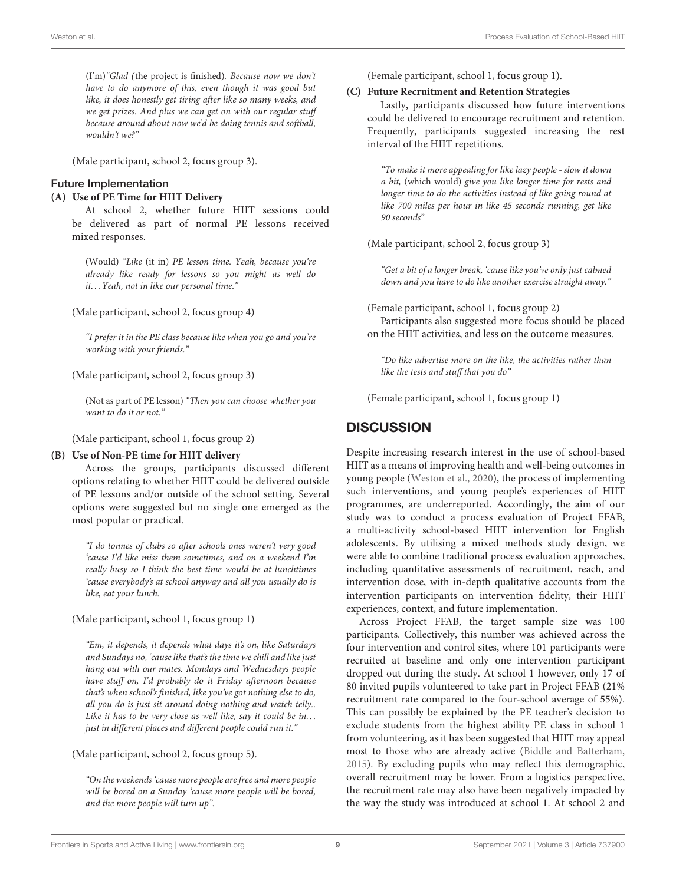(I'm)*"Glad (*the project is finished*). Because now we don't have to do anymore of this, even though it was good but like, it does honestly get tiring after like so many weeks, and we get prizes. And plus we can get on with our regular stuff because around about now we'd be doing tennis and softball, wouldn't we?"*

(Male participant, school 2, focus group 3).

### Future Implementation

**(A) Use of PE Time for HIIT Delivery**

At school 2, whether future HIIT sessions could be delivered as part of normal PE lessons received mixed responses.

> (Would) *"Like* (it in) *PE lesson time. Yeah, because you're already like ready for lessons so you might as well do it... Yeah, not in like our personal time."*

(Male participant, school 2, focus group 4)

> *"I prefer it in the PE class because like when you go and you're working with your friends."*

(Male participant, school 2, focus group 3)

> (Not as part of PE lesson) *"Then you can choose whether you want to do it or not."*

(Male participant, school 1, focus group 2)

**(B) Use of Non-PE time for HIIT delivery**

Across the groups, participants discussed different options relating to whether HIIT could be delivered outside of PE lessons and/or outside of the school setting. Several options were suggested but no single one emerged as the most popular or practical.

> *"I do tonnes of clubs so after schools ones weren't very good 'cause I'd like miss them sometimes, and on a weekend I'm really busy so I think the best time would be at lunchtimes 'cause everybody's at school anyway and all you usually do is like, eat your lunch.*

(Male participant, school 1, focus group 1)

> *"Em, it depends, it depends what days it's on, like Saturdays and Sundays no, 'cause like that's the time we chill and like just hang out with our mates. Mondays and Wednesdays people have stuff on, I'd probably do it Friday afternoon because that's when school's finished, like you've got nothing else to do, all you do is just sit around doing nothing and watch telly.. Like it has to be very close as well like, say it could be in... just in different places and different people could run it."*

(Male participant, school 2, focus group 5).

> *"On the weekends 'cause more people are free and more people will be bored on a Sunday 'cause more people will be bored, and the more people will turn up".*

(Female participant, school 1, focus group 1).

**(C) Future Recruitment and Retention Strategies**

Lastly, participants discussed how future interventions could be delivered to encourage recruitment and retention. Frequently, participants suggested increasing the rest interval of the HIIT repetitions.

> *"To make it more appealing for like lazy people - slow it down a bit,* (which would) *give you like longer time for rests and longer time to do the activities instead of like going round at like 700 miles per hour in like 45 seconds running, get like 90 seconds"*

(Male participant, school 2, focus group 3)

> *"Get a bit of a longer break, 'cause like you've only just calmed down and you have to do like another exercise straight away."*

(Female participant, school 1, focus group 2)

Participants also suggested more focus should be placed on the HIIT activities, and less on the outcome measures.

> *"Do like advertise more on the like, the activities rather than like the tests and stuff that you do"*

(Female participant, school 1, focus group 1)

## DISCUSSION

Despite increasing research interest in the use of school-based HIIT as a means of improving health and well-being outcomes in young people (Weston et al., 2020), the process of implementing such interventions, and young people's experiences of HIIT programmes, are underreported. Accordingly, the aim of our study was to conduct a process evaluation of Project FFAB, a multi-activity school-based HIIT intervention for English adolescents. By utilising a mixed methods study design, we were able to combine traditional process evaluation approaches, including quantitative assessments of recruitment, reach, and intervention dose, with in-depth qualitative accounts from the intervention participants on intervention fidelity, their HIIT experiences, context, and future implementation.

Across Project FFAB, the target sample size was 100 participants. Collectively, this number was achieved across the four intervention and control sites, where 101 participants were recruited at baseline and only one intervention participant dropped out during the study. At school 1 however, only 17 of 80 invited pupils volunteered to take part in Project FFAB (21% recruitment rate compared to the four-school average of 55%). This can possibly be explained by the PE teacher's decision to exclude students from the highest ability PE class in school 1 from volunteering, as it has been suggested that HIIT may appeal most to those who are already active (Biddle and Batterham, 2015). By excluding pupils who may reflect this demographic, overall recruitment may be lower. From a logistics perspective, the recruitment rate may also have been negatively impacted by the way the study was introduced at school 1. At school 2 and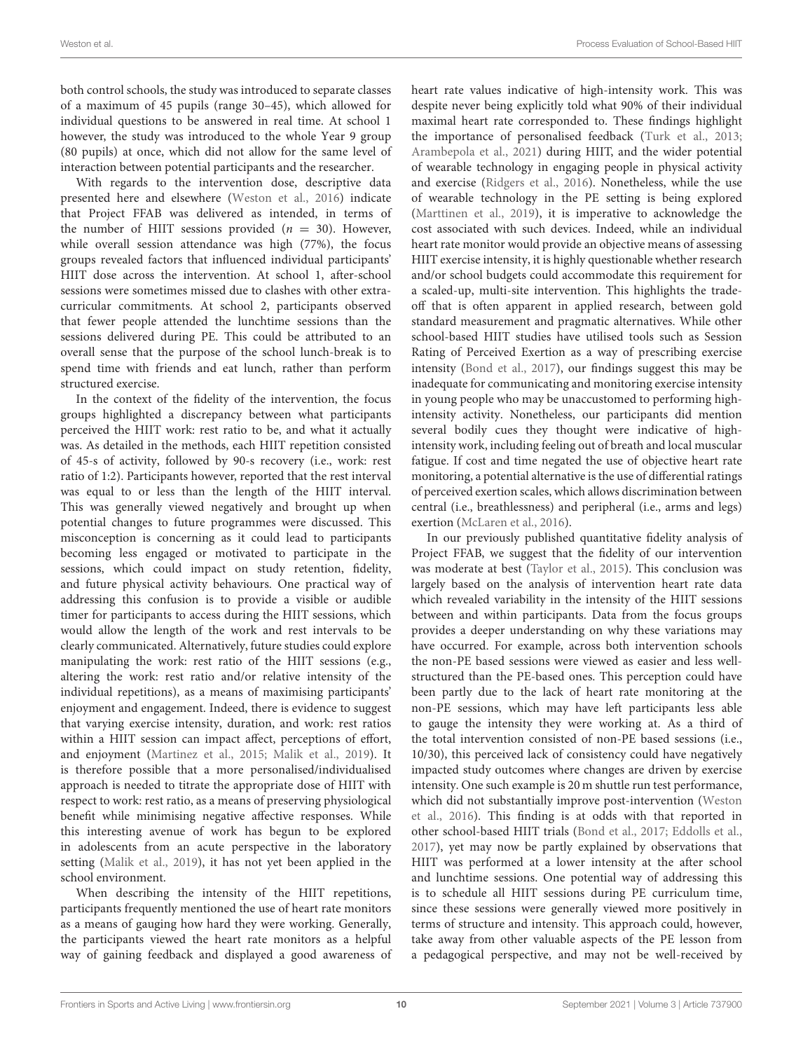both control schools, the study was introduced to separate classes of a maximum of 45 pupils (range 30–45), which allowed for individual questions to be answered in real time. At school 1 however, the study was introduced to the whole Year 9 group (80 pupils) at once, which did not allow for the same level of interaction between potential participants and the researcher.

With regards to the intervention dose, descriptive data presented here and elsewhere (Weston et al., 2016) indicate that Project FFAB was delivered as intended, in terms of the number of HIIT sessions provided ($n = 30$). However, while overall session attendance was high (77%), the focus groups revealed factors that influenced individual participants' HIIT dose across the intervention. At school 1, after-school sessions were sometimes missed due to clashes with other extra-curricular commitments. At school 2, participants observed that fewer people attended the lunchtime sessions than the sessions delivered during PE. This could be attributed to an overall sense that the purpose of the school lunch-break is to spend time with friends and eat lunch, rather than perform structured exercise.

In the context of the fidelity of the intervention, the focus groups highlighted a discrepancy between what participants perceived the HIIT work: rest ratio to be, and what it actually was. As detailed in the methods, each HIIT repetition consisted of 45-s of activity, followed by 90-s recovery (i.e., work: rest ratio of 1:2). Participants however, reported that the rest interval was equal to or less than the length of the HIIT interval. This was generally viewed negatively and brought up when potential changes to future programmes were discussed. This misconception is concerning as it could lead to participants becoming less engaged or motivated to participate in the sessions, which could impact on study retention, fidelity, and future physical activity behaviours. One practical way of addressing this confusion is to provide a visible or audible timer for participants to access during the HIIT sessions, which would allow the length of the work and rest intervals to be clearly communicated. Alternatively, future studies could explore manipulating the work: rest ratio of the HIIT sessions (e.g., altering the work: rest ratio and/or relative intensity of the individual repetitions), as a means of maximising participants' enjoyment and engagement. Indeed, there is evidence to suggest that varying exercise intensity, duration, and work: rest ratios within a HIIT session can impact affect, perceptions of effort, and enjoyment (Martinez et al., 2015; Malik et al., 2019). It is therefore possible that a more personalised/individualised approach is needed to titrate the appropriate dose of HIIT with respect to work: rest ratio, as a means of preserving physiological benefit while minimising negative affective responses. While this interesting avenue of work has begun to be explored in adolescents from an acute perspective in the laboratory setting (Malik et al., 2019), it has not yet been applied in the school environment.

When describing the intensity of the HIIT repetitions, participants frequently mentioned the use of heart rate monitors as a means of gauging how hard they were working. Generally, the participants viewed the heart rate monitors as a helpful way of gaining feedback and displayed a good awareness of heart rate values indicative of high-intensity work. This was despite never being explicitly told what 90% of their individual maximal heart rate corresponded to. These findings highlight the importance of personalised feedback (Turk et al., 2013; Arambepola et al., 2021) during HIIT, and the wider potential of wearable technology in engaging people in physical activity and exercise (Ridgers et al., 2016). Nonetheless, while the use of wearable technology in the PE setting is being explored (Marttinen et al., 2019), it is imperative to acknowledge the cost associated with such devices. Indeed, while an individual heart rate monitor would provide an objective means of assessing HIIT exercise intensity, it is highly questionable whether research and/or school budgets could accommodate this requirement for a scaled-up, multi-site intervention. This highlights the trade-off that is often apparent in applied research, between gold standard measurement and pragmatic alternatives. While other school-based HIIT studies have utilised tools such as Session Rating of Perceived Exertion as a way of prescribing exercise intensity (Bond et al., 2017), our findings suggest this may be inadequate for communicating and monitoring exercise intensity in young people who may be unaccustomed to performing high-intensity activity. Nonetheless, our participants did mention several bodily cues they thought were indicative of high-intensity work, including feeling out of breath and local muscular fatigue. If cost and time negated the use of objective heart rate monitoring, a potential alternative is the use of differential ratings of perceived exertion scales, which allows discrimination between central (i.e., breathlessness) and peripheral (i.e., arms and legs) exertion (McLaren et al., 2016).

In our previously published quantitative fidelity analysis of Project FFAB, we suggest that the fidelity of our intervention was moderate at best (Taylor et al., 2015). This conclusion was largely based on the analysis of intervention heart rate data which revealed variability in the intensity of the HIIT sessions between and within participants. Data from the focus groups provides a deeper understanding on why these variations may have occurred. For example, across both intervention schools the non-PE based sessions were viewed as easier and less well-structured than the PE-based ones. This perception could have been partly due to the lack of heart rate monitoring at the non-PE sessions, which may have left participants less able to gauge the intensity they were working at. As a third of the total intervention consisted of non-PE based sessions (i.e., 10/30), this perceived lack of consistency could have negatively impacted study outcomes where changes are driven by exercise intensity. One such example is 20 m shuttle run test performance, which did not substantially improve post-intervention (Weston et al., 2016). This finding is at odds with that reported in other school-based HIIT trials (Bond et al., 2017; Eddolls et al., 2017), yet may now be partly explained by observations that HIIT was performed at a lower intensity at the after school and lunchtime sessions. One potential way of addressing this is to schedule all HIIT sessions during PE curriculum time, since these sessions were generally viewed more positively in terms of structure and intensity. This approach could, however, take away from other valuable aspects of the PE lesson from a pedagogical perspective, and may not be well-received by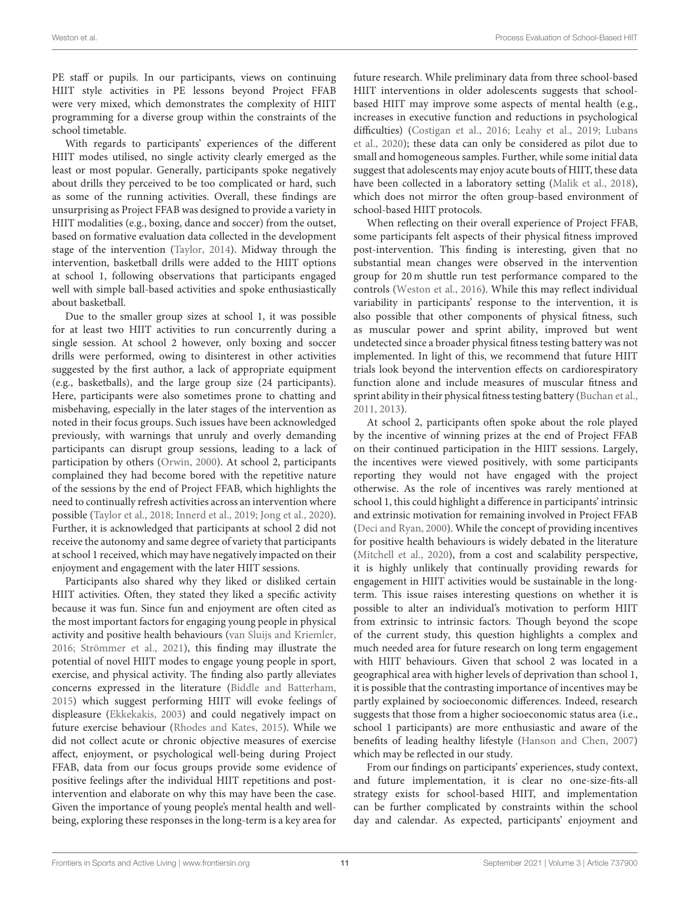PE staff or pupils. In our participants, views on continuing HIIT style activities in PE lessons beyond Project FFAB were very mixed, which demonstrates the complexity of HIIT programming for a diverse group within the constraints of the school timetable.

With regards to participants' experiences of the different HIIT modes utilised, no single activity clearly emerged as the least or most popular. Generally, participants spoke negatively about drills they perceived to be too complicated or hard, such as some of the running activities. Overall, these findings are unsurprising as Project FFAB was designed to provide a variety in HIIT modalities (e.g., boxing, dance and soccer) from the outset, based on formative evaluation data collected in the development stage of the intervention (Taylor, 2014). Midway through the intervention, basketball drills were added to the HIIT options at school 1, following observations that participants engaged well with simple ball-based activities and spoke enthusiastically about basketball.

Due to the smaller group sizes at school 1, it was possible for at least two HIIT activities to run concurrently during a single session. At school 2 however, only boxing and soccer drills were performed, owing to disinterest in other activities suggested by the first author, a lack of appropriate equipment (e.g., basketballs), and the large group size (24 participants). Here, participants were also sometimes prone to chatting and misbehaving, especially in the later stages of the intervention as noted in their focus groups. Such issues have been acknowledged previously, with warnings that unruly and overly demanding participants can disrupt group sessions, leading to a lack of participation by others (Orwin, 2000). At school 2, participants complained they had become bored with the repetitive nature of the sessions by the end of Project FFAB, which highlights the need to continually refresh activities across an intervention where possible (Taylor et al., 2018; Innerd et al., 2019; Jong et al., 2020). Further, it is acknowledged that participants at school 2 did not receive the autonomy and same degree of variety that participants at school 1 received, which may have negatively impacted on their enjoyment and engagement with the later HIIT sessions.

Participants also shared why they liked or disliked certain HIIT activities. Often, they stated they liked a specific activity because it was fun. Since fun and enjoyment are often cited as the most important factors for engaging young people in physical activity and positive health behaviours (van Sluijs and Kriemler, 2016; Strömmer et al., 2021), this finding may illustrate the potential of novel HIIT modes to engage young people in sport, exercise, and physical activity. The finding also partly alleviates concerns expressed in the literature (Biddle and Batterham, 2015) which suggest performing HIIT will evoke feelings of displeasure (Ekkekakis, 2003) and could negatively impact on future exercise behaviour (Rhodes and Kates, 2015). While we did not collect acute or chronic objective measures of exercise affect, enjoyment, or psychological well-being during Project FFAB, data from our focus groups provide some evidence of positive feelings after the individual HIIT repetitions and post-intervention and elaborate on why this may have been the case. Given the importance of young people's mental health and well-being, exploring these responses in the long-term is a key area for future research. While preliminary data from three school-based HIIT interventions in older adolescents suggests that school-based HIIT may improve some aspects of mental health (e.g., increases in executive function and reductions in psychological difficulties) (Costigan et al., 2016; Leahy et al., 2019; Lubans et al., 2020); these data can only be considered as pilot due to small and homogeneous samples. Further, while some initial data suggest that adolescents may enjoy acute bouts of HIIT, these data have been collected in a laboratory setting (Malik et al., 2018), which does not mirror the often group-based environment of school-based HIIT protocols.

When reflecting on their overall experience of Project FFAB, some participants felt aspects of their physical fitness improved post-intervention. This finding is interesting, given that no substantial mean changes were observed in the intervention group for 20 m shuttle run test performance compared to the controls (Weston et al., 2016). While this may reflect individual variability in participants' response to the intervention, it is also possible that other components of physical fitness, such as muscular power and sprint ability, improved but went undetected since a broader physical fitness testing battery was not implemented. In light of this, we recommend that future HIIT trials look beyond the intervention effects on cardiorespiratory function alone and include measures of muscular fitness and sprint ability in their physical fitness testing battery (Buchan et al., 2011, 2013).

At school 2, participants often spoke about the role played by the incentive of winning prizes at the end of Project FFAB on their continued participation in the HIIT sessions. Largely, the incentives were viewed positively, with some participants reporting they would not have engaged with the project otherwise. As the role of incentives was rarely mentioned at school 1, this could highlight a difference in participants' intrinsic and extrinsic motivation for remaining involved in Project FFAB (Deci and Ryan, 2000). While the concept of providing incentives for positive health behaviours is widely debated in the literature (Mitchell et al., 2020), from a cost and scalability perspective, it is highly unlikely that continually providing rewards for engagement in HIIT activities would be sustainable in the long-term. This issue raises interesting questions on whether it is possible to alter an individual's motivation to perform HIIT from extrinsic to intrinsic factors. Though beyond the scope of the current study, this question highlights a complex and much needed area for future research on long term engagement with HIIT behaviours. Given that school 2 was located in a geographical area with higher levels of deprivation than school 1, it is possible that the contrasting importance of incentives may be partly explained by socioeconomic differences. Indeed, research suggests that those from a higher socioeconomic status area (i.e., school 1 participants) are more enthusiastic and aware of the benefits of leading healthy lifestyle (Hanson and Chen, 2007) which may be reflected in our study.

From our findings on participants' experiences, study context, and future implementation, it is clear no one-size-fits-all strategy exists for school-based HIIT, and implementation can be further complicated by constraints within the school day and calendar. As expected, participants' enjoyment and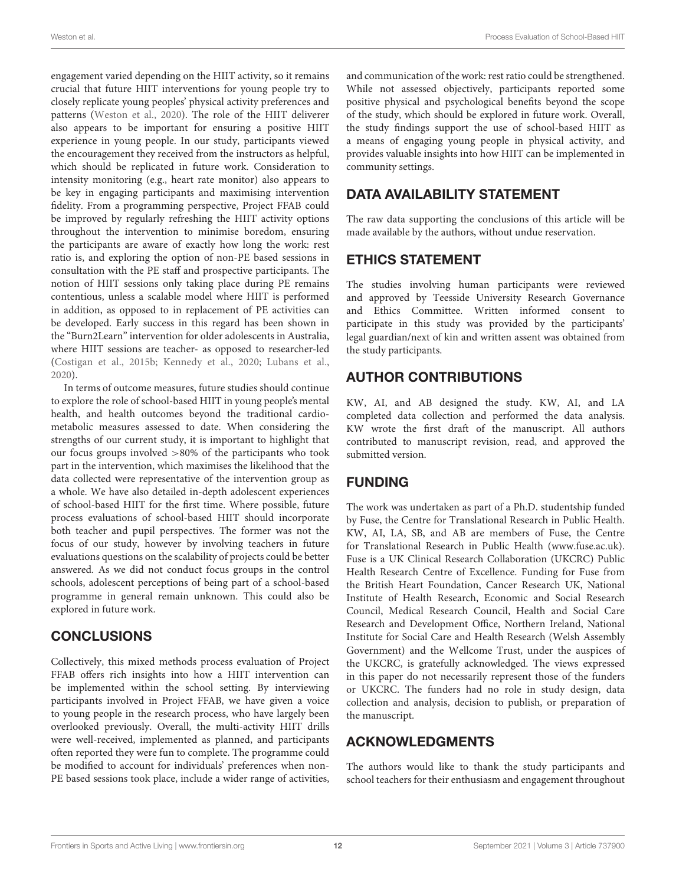engagement varied depending on the HIIT activity, so it remains crucial that future HIIT interventions for young people try to closely replicate young peoples' physical activity preferences and patterns (Weston et al., 2020). The role of the HIIT deliverer also appears to be important for ensuring a positive HIIT experience in young people. In our study, participants viewed the encouragement they received from the instructors as helpful, which should be replicated in future work. Consideration to intensity monitoring (e.g., heart rate monitor) also appears to be key in engaging participants and maximising intervention fidelity. From a programming perspective, Project FFAB could be improved by regularly refreshing the HIIT activity options throughout the intervention to minimise boredom, ensuring the participants are aware of exactly how long the work: rest ratio is, and exploring the option of non-PE based sessions in consultation with the PE staff and prospective participants. The notion of HIIT sessions only taking place during PE remains contentious, unless a scalable model where HIIT is performed in addition, as opposed to in replacement of PE activities can be developed. Early success in this regard has been shown in the "Burn2Learn" intervention for older adolescents in Australia, where HIIT sessions are teacher- as opposed to researcher-led (Costigan et al., 2015b; Kennedy et al., 2020; Lubans et al., 2020).

In terms of outcome measures, future studies should continue to explore the role of school-based HIIT in young people's mental health, and health outcomes beyond the traditional cardiometabolic measures assessed to date. When considering the strengths of our current study, it is important to highlight that our focus groups involved >80% of the participants who took part in the intervention, which maximises the likelihood that the data collected were representative of the intervention group as a whole. We have also detailed in-depth adolescent experiences of school-based HIIT for the first time. Where possible, future process evaluations of school-based HIIT should incorporate both teacher and pupil perspectives. The former was not the focus of our study, however by involving teachers in future evaluations questions on the scalability of projects could be better answered. As we did not conduct focus groups in the control schools, adolescent perceptions of being part of a school-based programme in general remain unknown. This could also be explored in future work.

## CONCLUSIONS

Collectively, this mixed methods process evaluation of Project FFAB offers rich insights into how a HIIT intervention can be implemented within the school setting. By interviewing participants involved in Project FFAB, we have given a voice to young people in the research process, who have largely been overlooked previously. Overall, the multi-activity HIIT drills were well-received, implemented as planned, and participants often reported they were fun to complete. The programme could be modified to account for individuals' preferences when non-PE based sessions took place, include a wider range of activities, and communication of the work: rest ratio could be strengthened. While not assessed objectively, participants reported some positive physical and psychological benefits beyond the scope of the study, which should be explored in future work. Overall, the study findings support the use of school-based HIIT as a means of engaging young people in physical activity, and provides valuable insights into how HIIT can be implemented in community settings.

## DATA AVAILABILITY STATEMENT

The raw data supporting the conclusions of this article will be made available by the authors, without undue reservation.

## ETHICS STATEMENT

The studies involving human participants were reviewed and approved by Teesside University Research Governance and Ethics Committee. Written informed consent to participate in this study was provided by the participants' legal guardian/next of kin and written assent was obtained from the study participants.

## AUTHOR CONTRIBUTIONS

KW, AI, and AB designed the study. KW, AI, and LA completed data collection and performed the data analysis. KW wrote the first draft of the manuscript. All authors contributed to manuscript revision, read, and approved the submitted version.

## FUNDING

The work was undertaken as part of a Ph.D. studentship funded by Fuse, the Centre for Translational Research in Public Health. KW, AI, LA, SB, and AB are members of Fuse, the Centre for Translational Research in Public Health (www.fuse.ac.uk). Fuse is a UK Clinical Research Collaboration (UKCRC) Public Health Research Centre of Excellence. Funding for Fuse from the British Heart Foundation, Cancer Research UK, National Institute of Health Research, Economic and Social Research Council, Medical Research Council, Health and Social Care Research and Development Office, Northern Ireland, National Institute for Social Care and Health Research (Welsh Assembly Government) and the Wellcome Trust, under the auspices of the UKCRC, is gratefully acknowledged. The views expressed in this paper do not necessarily represent those of the funders or UKCRC. The funders had no role in study design, data collection and analysis, decision to publish, or preparation of the manuscript.

## ACKNOWLEDGMENTS

The authors would like to thank the study participants and school teachers for their enthusiasm and engagement throughout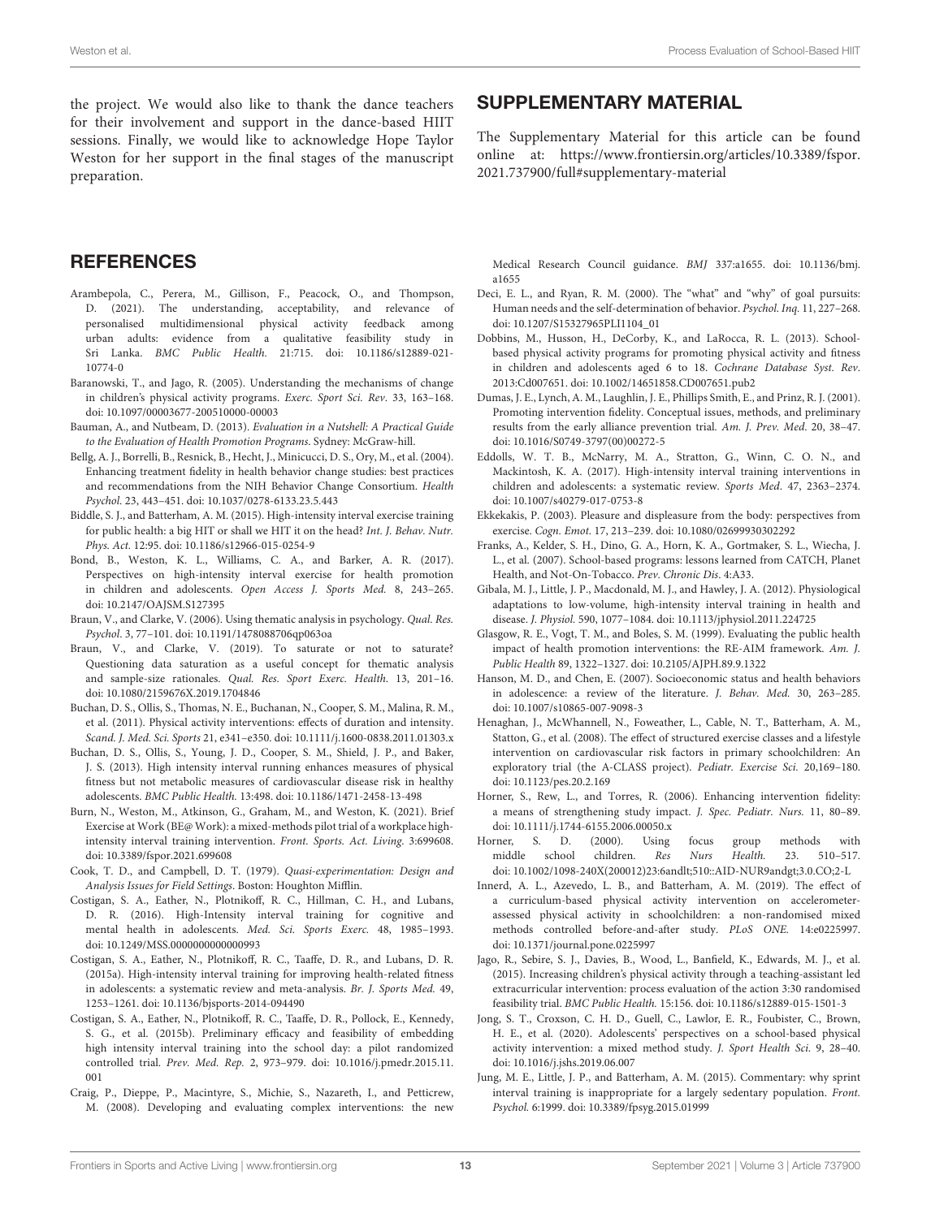the project. We would also like to thank the dance teachers for their involvement and support in the dance-based HIIT sessions. Finally, we would like to acknowledge Hope Taylor Weston for her support in the final stages of the manuscript preparation.

## SUPPLEMENTARY MATERIAL

The Supplementary Material for this article can be found online at: https://www.frontiersin.org/articles/10.3389/fspor.2021.737900/full#supplementary-material

## REFERENCES

Arambepola, C., Perera, M., Gillison, F., Peacock, O., and Thompson, D. (2021). The understanding, acceptability, and relevance of personalised multidimensional physical activity feedback among urban adults: evidence from a qualitative feasibility study in Sri Lanka. *BMC Public Health.* 21:715. doi: 10.1186/s12889-021-10774-0

Baranowski, T., and Jago, R. (2005). Understanding the mechanisms of change in children's physical activity programs. *Exerc. Sport Sci. Rev.* 33, 163–168. doi: 10.1097/00003677-200510000-00003

Bauman, A., and Nutbeam, D. (2013). *Evaluation in a Nutshell: A Practical Guide to the Evaluation of Health Promotion Programs*. Sydney: McGraw-hill.

Bellg, A. J., Borrelli, B., Resnick, B., Hecht, J., Minicucci, D. S., Ory, M., et al. (2004). Enhancing treatment fidelity in health behavior change studies: best practices and recommendations from the NIH Behavior Change Consortium. *Health Psychol.* 23, 443–451. doi: 10.1037/0278-6133.23.5.443

Biddle, S. J., and Batterham, A. M. (2015). High-intensity interval exercise training for public health: a big HIT or shall we HIT it on the head? *Int. J. Behav. Nutr. Phys. Act.* 12:95. doi: 10.1186/s12966-015-0254-9

Bond, B., Weston, K. L., Williams, C. A., and Barker, A. R. (2017). Perspectives on high-intensity interval exercise for health promotion in children and adolescents. *Open Access J. Sports Med.* 8, 243–265. doi: 10.2147/OAJSM.S127395

Braun, V., and Clarke, V. (2006). Using thematic analysis in psychology. *Qual. Res. Psychol.* 3, 77–101. doi: 10.1191/1478088706qp063oa

Braun, V., and Clarke, V. (2019). To saturate or not to saturate? Questioning data saturation as a useful concept for thematic analysis and sample-size rationales. *Qual. Res. Sport Exerc. Health.* 13, 201–16. doi: 10.1080/2159676X.2019.1704846

Buchan, D. S., Ollis, S., Thomas, N. E., Buchanan, N., Cooper, S. M., Malina, R. M., et al. (2011). Physical activity interventions: effects of duration and intensity. *Scand. J. Med. Sci. Sports* 21, e341–e350. doi: 10.1111/j.1600-0838.2011.01303.x

Buchan, D. S., Ollis, S., Young, J. D., Cooper, S. M., Shield, J. P., and Baker, J. S. (2013). High intensity interval running enhances measures of physical fitness but not metabolic measures of cardiovascular disease risk in healthy adolescents. *BMC Public Health.* 13:498. doi: 10.1186/1471-2458-13-498

Burn, N., Weston, M., Atkinson, G., Graham, M., and Weston, K. (2021). Brief Exercise at Work (BE@ Work): a mixed-methods pilot trial of a workplace high-intensity interval training intervention. *Front. Sports. Act. Living.* 3:699608. doi: 10.3389/fspor.2021.699608

Cook, T. D., and Campbell, D. T. (1979). *Quasi-experimentation: Design and Analysis Issues for Field Settings*. Boston: Houghton Mifflin.

Costigan, S. A., Eather, N., Plotnikoff, R. C., Hillman, C. H., and Lubans, D. R. (2016). High-Intensity interval training for cognitive and mental health in adolescents. *Med. Sci. Sports Exerc.* 48, 1985–1993. doi: 10.1249/MSS.0000000000000993

Costigan, S. A., Eather, N., Plotnikoff, R. C., Taaffe, D. R., and Lubans, D. R. (2015a). High-intensity interval training for improving health-related fitness in adolescents: a systematic review and meta-analysis. *Br. J. Sports Med.* 49, 1253–1261. doi: 10.1136/bjsports-2014-094490

Costigan, S. A., Eather, N., Plotnikoff, R. C., Taaffe, D. R., Pollock, E., Kennedy, S. G., et al. (2015b). Preliminary efficacy and feasibility of embedding high intensity interval training into the school day: a pilot randomized controlled trial. *Prev. Med. Rep.* 2, 973–979. doi: 10.1016/j.pmedr.2015.11.001

Craig, P., Dieppe, P., Macintyre, S., Michie, S., Nazareth, I., and Petticrew, M. (2008). Developing and evaluating complex interventions: the new Medical Research Council guidance. *BMJ* 337:a1655. doi: 10.1136/bmj.a1655

Deci, E. L., and Ryan, R. M. (2000). The "what" and "why" of goal pursuits: Human needs and the self-determination of behavior. *Psychol. Inq.* 11, 227–268. doi: 10.1207/S15327965PLI1104_01

Dobbins, M., Husson, H., DeCorby, K., and LaRocca, R. L. (2013). School-based physical activity programs for promoting physical activity and fitness in children and adolescents aged 6 to 18. *Cochrane Database Syst. Rev.* 2013:Cd007651. doi: 10.1002/14651858.CD007651.pub2

Dumas, J. E., Lynch, A. M., Laughlin, J. E., Phillips Smith, E., and Prinz, R. J. (2001). Promoting intervention fidelity. Conceptual issues, methods, and preliminary results from the early alliance prevention trial. *Am. J. Prev. Med.* 20, 38–47. doi: 10.1016/S0749-3797(00)00272-5

Eddolls, W. T. B., McNarry, M. A., Stratton, G., Winn, C. O. N., and Mackintosh, K. A. (2017). High-intensity interval training interventions in children and adolescents: a systematic review. *Sports Med.* 47, 2363–2374. doi: 10.1007/s40279-017-0753-8

Ekkekakis, P. (2003). Pleasure and displeasure from the body: perspectives from exercise. *Cogn. Emot.* 17, 213–239. doi: 10.1080/02699930302292

Franks, A., Kelder, S. H., Dino, G. A., Horn, K. A., Gortmaker, S. L., Wiecha, J. L., et al. (2007). School-based programs: lessons learned from CATCH, Planet Health, and Not-On-Tobacco. *Prev. Chronic Dis.* 4:A33.

Gibala, M. J., Little, J. P., Macdonald, M. J., and Hawley, J. A. (2012). Physiological adaptations to low-volume, high-intensity interval training in health and disease. *J. Physiol.* 590, 1077–1084. doi: 10.1113/jphysiol.2011.224725

Glasgow, R. E., Vogt, T. M., and Boles, S. M. (1999). Evaluating the public health impact of health promotion interventions: the RE-AIM framework. *Am. J. Public Health* 89, 1322–1327. doi: 10.2105/AJPH.89.9.1322

Hanson, M. D., and Chen, E. (2007). Socioeconomic status and health behaviors in adolescence: a review of the literature. *J. Behav. Med.* 30, 263–285. doi: 10.1007/s10865-007-9098-3

Henaghan, J., McWhannell, N., Foweather, L., Cable, N. T., Batterham, A. M., Statton, G., et al. (2008). The effect of structured exercise classes and a lifestyle intervention on cardiovascular risk factors in primary schoolchildren: An exploratory trial (the A-CLASS project). *Pediatr. Exercise Sci.* 20,169–180. doi: 10.1123/pes.20.2.169

Horner, S., Rew, L., and Torres, R. (2006). Enhancing intervention fidelity: a means of strengthening study impact. *J. Spec. Pediatr. Nurs.* 11, 80–89. doi: 10.1111/j.1744-6155.2006.00050.x

Horner, S. D. (2000). Using focus group methods with middle school children. *Res Nurs Health.* 23. 510–517. doi: 10.1002/1098-240X(200012)23:6andlt;510::AID-NUR9andgt;3.0.CO;2-L

Innerd, A. L., Azevedo, L. B., and Batterham, A. M. (2019). The effect of a curriculum-based physical activity intervention on accelerometer-assessed physical activity in schoolchildren: a non-randomised mixed methods controlled before-and-after study. *PLoS ONE.* 14:e0225997. doi: 10.1371/journal.pone.0225997

Jago, R., Sebire, S. J., Davies, B., Wood, L., Banfield, K., Edwards, M. J., et al. (2015). Increasing children's physical activity through a teaching-assistant led extracurricular intervention: process evaluation of the action 3:30 randomised feasibility trial. *BMC Public Health.* 15:156. doi: 10.1186/s12889-015-1501-3

Jong, S. T., Croxson, C. H. D., Guell, C., Lawlor, E. R., Foubister, C., Brown, H. E., et al. (2020). Adolescents' perspectives on a school-based physical activity intervention: a mixed method study. *J. Sport Health Sci.* 9, 28–40. doi: 10.1016/j.jshs.2019.06.007

Jung, M. E., Little, J. P., and Batterham, A. M. (2015). Commentary: why sprint interval training is inappropriate for a largely sedentary population. *Front. Psychol.* 6:1999. doi: 10.3389/fpsyg.2015.01999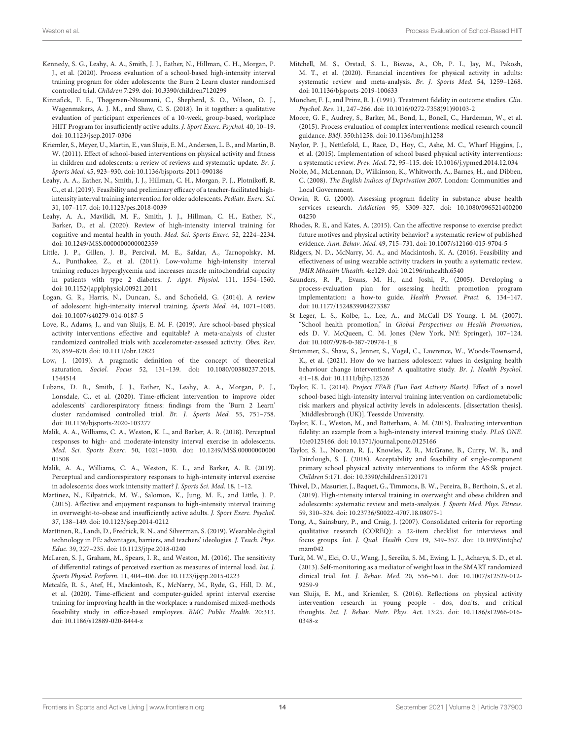Kennedy, S. G., Leahy, A. A., Smith, J. J., Eather, N., Hillman, C. H., Morgan, P. J., et al. (2020). Process evaluation of a school-based high-intensity interval training program for older adolescents: the Burn 2 Learn cluster randomised controlled trial. *Children* 7:299. doi: 10.3390/children7120299

Kinnafick, F. E., Thøgersen-Ntoumani, C., Shepherd, S. O., Wilson, O. J., Wagenmakers, A. J. M., and Shaw, C. S. (2018). In it together: a qualitative evaluation of participant experiences of a 10-week, group-based, workplace HIIT Program for insufficiently active adults. *J. Sport Exerc. Psychol.* 40, 10–19. doi: 10.1123/jsep.2017-0306

Kriemler, S., Meyer, U., Martin, E., van Sluijs, E. M., Andersen, L. B., and Martin, B. W. (2011). Effect of school-based interventions on physical activity and fitness in children and adolescents: a review of reviews and systematic update. *Br. J. Sports Med.* 45, 923–930. doi: 10.1136/bjsports-2011-090186

Leahy, A. A., Eather, N., Smith, J. J., Hillman, C. H., Morgan, P. J., Plotnikoff, R. C., et al. (2019). Feasibility and preliminary efficacy of a teacher-facilitated high-intensity interval training intervention for older adolescents. *Pediatr. Exerc. Sci.* 31, 107–117. doi: 10.1123/pes.2018-0039

Leahy, A. A., Mavilidi, M. F., Smith, J. J., Hillman, C. H., Eather, N., Barker, D., et al. (2020). Review of high-intensity interval training for cognitive and mental health in youth. *Med. Sci. Sports Exerc.* 52, 2224–2234. doi: 10.1249/MSS.0000000000002359

Little, J. P., Gillen, J. B., Percival, M. E., Safdar, A., Tarnopolsky, M. A., Punthakee, Z., et al. (2011). Low-volume high-intensity interval training reduces hyperglycemia and increases muscle mitochondrial capacity in patients with type 2 diabetes. *J. Appl. Physiol.* 111, 1554–1560. doi: 10.1152/japplphysiol.00921.2011

Logan, G. R., Harris, N., Duncan, S., and Schofield, G. (2014). A review of adolescent high-intensity interval training. *Sports Med.* 44, 1071–1085. doi: 10.1007/s40279-014-0187-5

Love, R., Adams, J., and van Sluijs, E. M. F. (2019). Are school-based physical activity interventions effective and equitable? A meta-analysis of cluster randomized controlled trials with accelerometer-assessed activity. *Obes. Rev.* 20, 859–870. doi: 10.1111/obr.12823

Low, J. (2019). A pragmatic definition of the concept of theoretical saturation. *Sociol. Focus* 52, 131–139. doi: 10.1080/00380237.2018.1544514

Lubans, D. R., Smith, J. J., Eather, N., Leahy, A. A., Morgan, P. J., Lonsdale, C., et al. (2020). Time-efficient intervention to improve older adolescents' cardiorespiratory fitness: findings from the 'Burn 2 Learn' cluster randomised controlled trial. *Br. J. Sports Med.* 55, 751–758. doi: 10.1136/bjsports-2020-103277

Malik, A. A., Williams, C. A., Weston, K. L., and Barker, A. R. (2018). Perceptual responses to high- and moderate-intensity interval exercise in adolescents. *Med. Sci. Sports Exerc.* 50, 1021–1030. doi: 10.1249/MSS.0000000000001508

Malik, A. A., Williams, C. A., Weston, K. L., and Barker, A. R. (2019). Perceptual and cardiorespiratory responses to high-intensity interval exercise in adolescents: does work intensity matter? *J. Sports Sci. Med.* 18, 1–12.

Martinez, N., Kilpatrick, M. W., Salomon, K., Jung, M. E., and Little, J. P. (2015). Affective and enjoyment responses to high-intensity interval training in overweight-to-obese and insufficiently active adults. *J. Sport Exerc. Psychol.* 37, 138–149. doi: 10.1123/jsep.2014-0212

Marttinen, R., Landi, D., Fredrick, R. N., and Silverman, S. (2019). Wearable digital technology in PE: advantages, barriers, and teachers' ideologies. *J. Teach. Phys. Educ.* 39, 227–235. doi: 10.1123/jtpe.2018-0240

McLaren, S. J., Graham, M., Spears, I. R., and Weston, M. (2016). The sensitivity of differential ratings of perceived exertion as measures of internal load. *Int. J. Sports Physiol. Perform.* 11, 404–406. doi: 10.1123/ijspp.2015-0223

Metcalfe, R. S., Atef, H., Mackintosh, K., McNarry, M., Ryde, G., Hill, D. M., et al. (2020). Time-efficient and computer-guided sprint interval exercise training for improving health in the workplace: a randomised mixed-methods feasibility study in office-based employees. *BMC Public Health.* 20:313. doi: 10.1186/s12889-020-8444-z

Mitchell, M. S., Orstad, S. L., Biswas, A., Oh, P. I., Jay, M., Pakosh, M. T., et al. (2020). Financial incentives for physical activity in adults: systematic review and meta-analysis. *Br. J. Sports Med.* 54, 1259–1268. doi: 10.1136/bjsports-2019-100633

Moncher, F. J., and Prinz, R. J. (1991). Treatment fidelity in outcome studies. *Clin. Psychol. Rev.* 11, 247–266. doi: 10.1016/0272-7358(91)90103-2

Moore, G. F., Audrey, S., Barker, M., Bond, L., Bonell, C., Hardeman, W., et al. (2015). Process evaluation of complex interventions: medical research council guidance. *BMJ.* 350:h1258. doi: 10.1136/bmj.h1258

Naylor, P. J., Nettlefold, L., Race, D., Hoy, C., Ashe, M. C., Wharf Higgins, J., et al. (2015). Implementation of school based physical activity interventions: a systematic review. *Prev. Med.* 72, 95–115. doi: 10.1016/j.ypmed.2014.12.034

Noble, M., McLennan, D., Wilkinson, K., Whitworth, A., Barnes, H., and Dibben, C. (2008). *The English Indices of Deprivation 2007.* London: Communities and Local Government.

Orwin, R. G. (2000). Assessing program fidelity in substance abuse health services research. *Addiction* 95, S309–327. doi: 10.1080/09652140020004250

Rhodes, R. E., and Kates, A. (2015). Can the affective response to exercise predict future motives and physical activity behavior? a systematic review of published evidence. *Ann. Behav. Med.* 49, 715–731. doi: 10.1007/s12160-015-9704-5

Ridgers, N. D., McNarry, M. A., and Mackintosh, K. A. (2016). Feasibility and effectiveness of using wearable activity trackers in youth: a systematic review. *JMIR Mhealth Uhealth.* 4:e129. doi: 10.2196/mhealth.6540

Saunders, R. P., Evans, M. H., and Joshi, P., (2005). Developing a process-evaluation plan for assessing health promotion program implementation: a how-to guide. *Health Promot. Pract.* 6, 134–147. doi: 10.1177/1524839904273387

St Leger, L. S., Kolbe, L., Lee, A., and McCall DS Young, I. M. (2007). "School health promotion," in *Global Perspectives on Health Promotion*, eds D. V. McQueen, C. M. Jones (New York, NY: Springer), 107–124. doi: 10.1007/978-0-387-70974-1_8

Strömmer, S., Shaw, S., Jenner, S., Vogel, C., Lawrence, W., Woods-Townsend, K., et al. (2021). How do we harness adolescent values in designing health behaviour change interventions? A qualitative study. *Br. J. Health Psychol.* 4:1–18. doi: 10.1111/bjhp.12526

Taylor, K. L. (2014). *Project FFAB (Fun Fast Activity Blasts).* Effect of a novel school-based high-intensity interval training intervention on cardiometabolic risk markers and physical activity levels in adolescents. [dissertation thesis]. [Middlesbrough (UK)]. Teesside University.

Taylor, K. L., Weston, M., and Batterham, A. M. (2015). Evaluating intervention fidelity: an example from a high-intensity interval training study. *PLoS ONE.* 10:e0125166. doi: 10.1371/journal.pone.0125166

Taylor, S. L., Noonan, R. J., Knowles, Z. R., McGrane, B., Curry, W. B., and Fairclough, S. J. (2018). Acceptability and feasibility of single-component primary school physical activity interventions to inform the AS:Sk project. *Children* 5:171. doi: 10.3390/children5120171

Thivel, D., Masurier, J., Baquet, G., Timmons, B. W., Pereira, B., Berthoin, S., et al. (2019). High-intensity interval training in overweight and obese children and adolescents: systematic review and meta-analysis. *J. Sports Med. Phys. Fitness.* 59, 310–324. doi: 10.23736/S0022-4707.18.08075-1

Tong, A., Sainsbury, P., and Craig, J. (2007). Consolidated criteria for reporting qualitative research (COREQ): a 32-item checklist for interviews and focus groups. *Int. J. Qual. Health Care* 19, 349–357. doi: 10.1093/intqhc/mzm042

Turk, M. W., Elci, O. U., Wang, J., Sereika, S. M., Ewing, L. J., Acharya, S. D., et al. (2013). Self-monitoring as a mediator of weight loss in the SMART randomized clinical trial. *Int. J. Behav. Med.* 20, 556–561. doi: 10.1007/s12529-012-9259-9

van Sluijs, E. M., and Kriemler, S. (2016). Reflections on physical activity intervention research in young people - dos, don'ts, and critical thoughts. *Int. J. Behav. Nutr. Phys. Act.* 13:25. doi: 10.1186/s12966-016-0348-z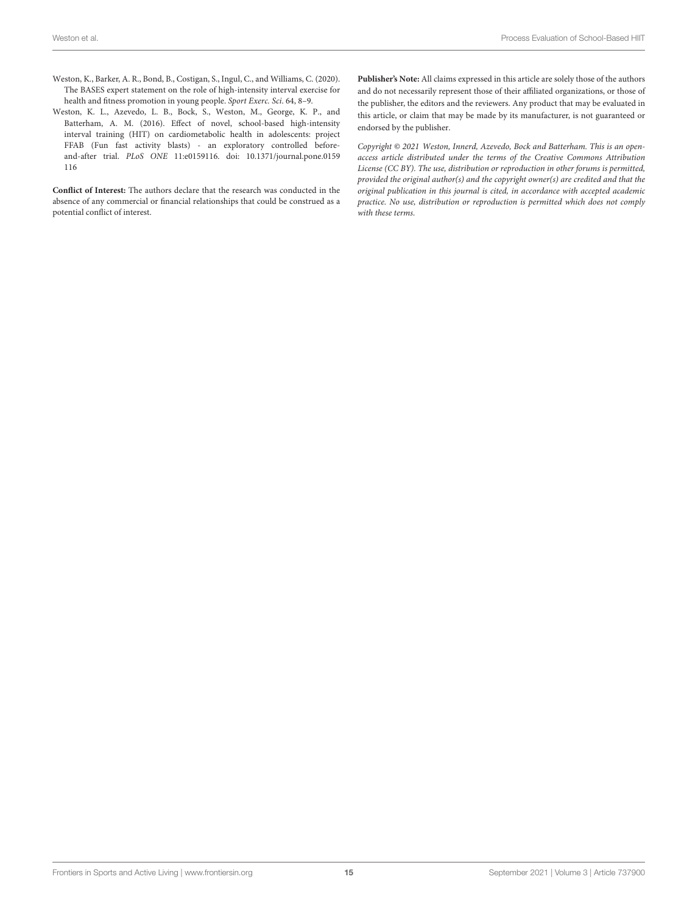Weston, K., Barker, A. R., Bond, B., Costigan, S., Ingul, C., and Williams, C. (2020). The BASES expert statement on the role of high-intensity interval exercise for health and fitness promotion in young people. *Sport Exerc. Sci.* 64, 8–9.

Weston, K. L., Azevedo, L. B., Bock, S., Weston, M., George, K. P., and Batterham, A. M. (2016). Effect of novel, school-based high-intensity interval training (HIT) on cardiometabolic health in adolescents: project FFAB (Fun fast activity blasts) - an exploratory controlled before-and-after trial. *PLoS ONE* 11:e0159116. doi: 10.1371/journal.pone.0159116

**Conflict of Interest:** The authors declare that the research was conducted in the absence of any commercial or financial relationships that could be construed as a potential conflict of interest.

**Publisher's Note:** All claims expressed in this article are solely those of the authors and do not necessarily represent those of their affiliated organizations, or those of the publisher, the editors and the reviewers. Any product that may be evaluated in this article, or claim that may be made by its manufacturer, is not guaranteed or endorsed by the publisher.

*Copyright © 2021 Weston, Innerd, Azevedo, Bock and Batterham. This is an open-access article distributed under the terms of the Creative Commons Attribution License (CC BY). The use, distribution or reproduction in other forums is permitted, provided the original author(s) and the copyright owner(s) are credited and that the original publication in this journal is cited, in accordance with accepted academic practice. No use, distribution or reproduction is permitted which does not comply with these terms.*